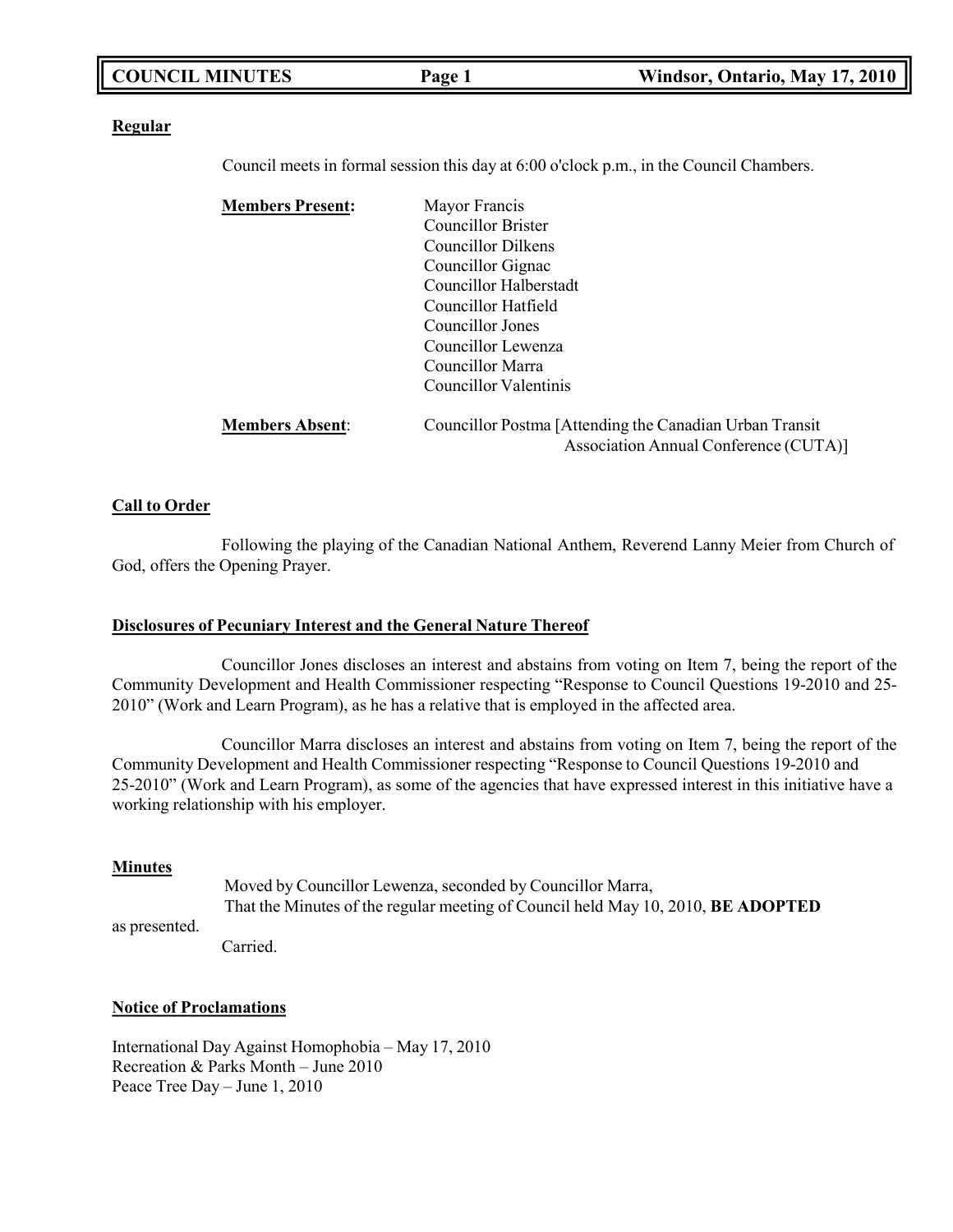## Regular

Council meets in formal session this day at 6:00 o'clock p.m., in the Council Chambers.

**Members Present:**
Mayor Francis
Councillor Brister
Councillor Dilkens
Councillor Gignac
Councillor Halberstadt
Councillor Hatfield
Councillor Jones
Councillor Lewenza
Councillor Marra
Councillor Valentinis

**Members Absent:**
Councillor Postma [Attending the Canadian Urban Transit Association Annual Conference (CUTA)]

## Call to Order

Following the playing of the Canadian National Anthem, Reverend Lanny Meier from Church of God, offers the Opening Prayer.

## Disclosures of Pecuniary Interest and the General Nature Thereof

Councillor Jones discloses an interest and abstains from voting on Item 7, being the report of the Community Development and Health Commissioner respecting "Response to Council Questions 19-2010 and 25-2010" (Work and Learn Program), as he has a relative that is employed in the affected area.

Councillor Marra discloses an interest and abstains from voting on Item 7, being the report of the Community Development and Health Commissioner respecting "Response to Council Questions 19-2010 and 25-2010" (Work and Learn Program), as some of the agencies that have expressed interest in this initiative have a working relationship with his employer.

## Minutes

Moved by Councillor Lewenza, seconded by Councillor Marra,
That the Minutes of the regular meeting of Council held May 10, 2010, **BE ADOPTED** as presented.
Carried.

## Notice of Proclamations

International Day Against Homophobia – May 17, 2010
Recreation & Parks Month – June 2010
Peace Tree Day – June 1, 2010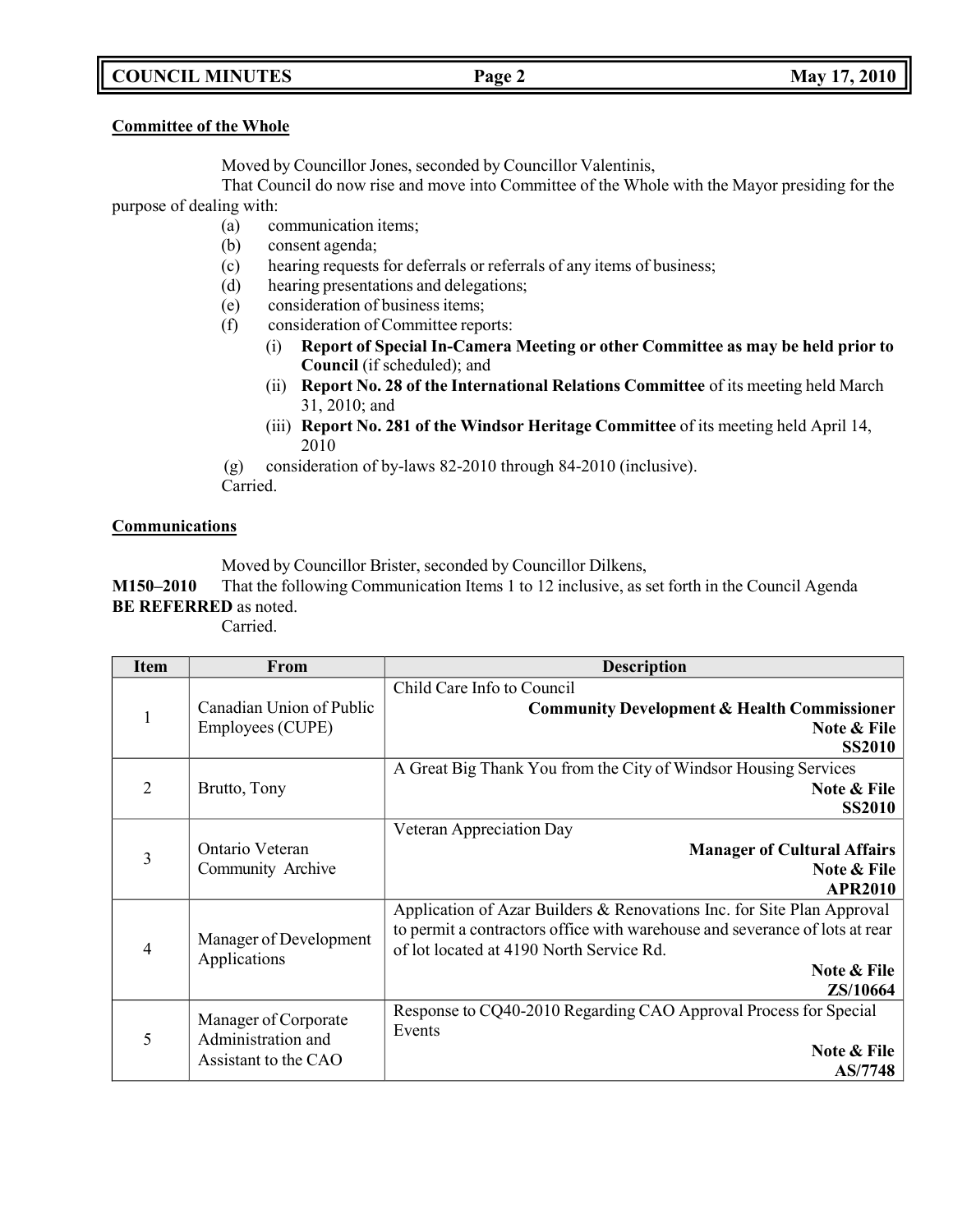**Committee of the Whole**

Moved by Councillor Jones, seconded by Councillor Valentinis,

That Council do now rise and move into Committee of the Whole with the Mayor presiding for the purpose of dealing with:

- (a) communication items;
- (b) consent agenda;
- (c) hearing requests for deferrals or referrals of any items of business;
- (d) hearing presentations and delegations;
- (e) consideration of business items;
- (f) consideration of Committee reports:
  - (i) **Report of Special In-Camera Meeting or other Committee as may be held prior to Council** (if scheduled); and
  - (ii) **Report No. 28 of the International Relations Committee** of its meeting held March 31, 2010; and
  - (iii) **Report No. 281 of the Windsor Heritage Committee** of its meeting held April 14, 2010
- (g) consideration of by-laws 82-2010 through 84-2010 (inclusive).

Carried.

**Communications**

Moved by Councillor Brister, seconded by Councillor Dilkens,

**M150–2010** That the following Communication Items 1 to 12 inclusive, as set forth in the Council Agenda **BE REFERRED** as noted.

Carried.

| Item | From | Description |
|---|---|---|
| 1 | Canadian Union of Public Employees (CUPE) | Child Care Info to Council<br>**Community Development & Health Commissioner**<br>**Note & File**<br>**SS2010** |
| 2 | Brutto, Tony | A Great Big Thank You from the City of Windsor Housing Services<br>**Note & File**<br>**SS2010** |
| 3 | Ontario Veteran Community Archive | Veteran Appreciation Day<br>**Manager of Cultural Affairs**<br>**Note & File**<br>**APR2010** |
| 4 | Manager of Development Applications | Application of Azar Builders & Renovations Inc. for Site Plan Approval to permit a contractors office with warehouse and severance of lots at rear of lot located at 4190 North Service Rd.<br>**Note & File**<br>**ZS/10664** |
| 5 | Manager of Corporate Administration and Assistant to the CAO | Response to CQ40-2010 Regarding CAO Approval Process for Special Events<br>**Note & File**<br>**AS/7748** |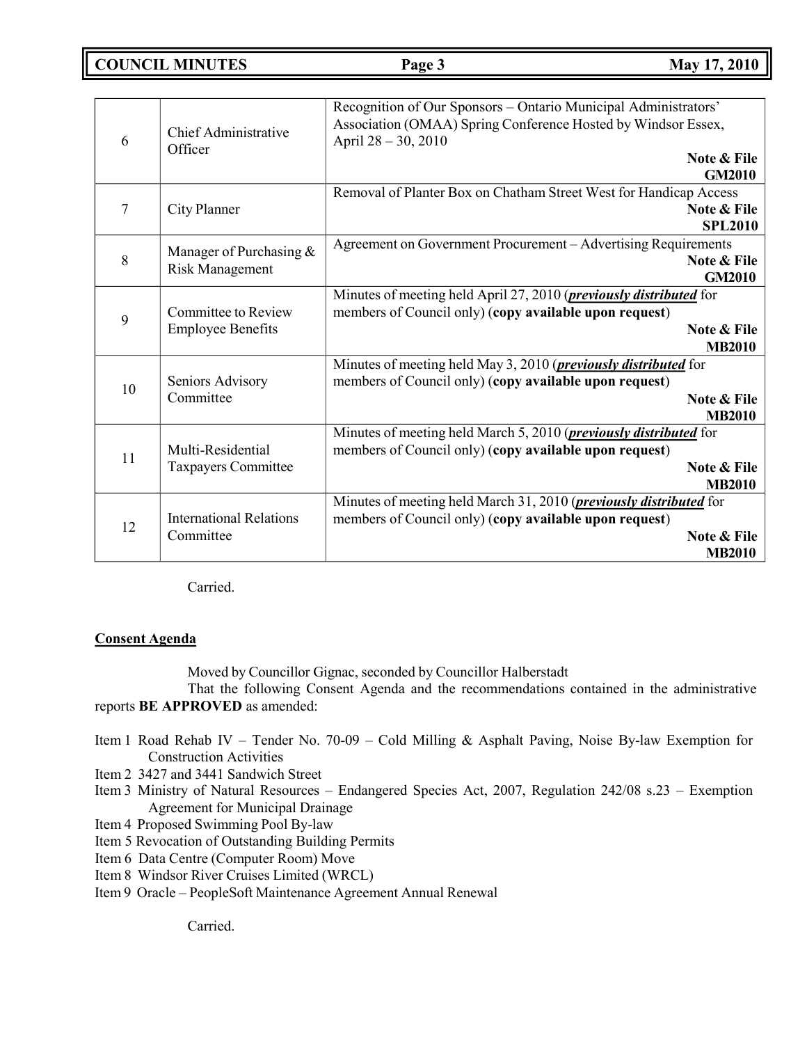| 6 | Chief Administrative Officer | Recognition of Our Sponsors – Ontario Municipal Administrators' Association (OMAA) Spring Conference Hosted by Windsor Essex, April 28 – 30, 2010 **Note & File** **GM2010** |
|---|---|---|
| 7 | City Planner | Removal of Planter Box on Chatham Street West for Handicap Access **Note & File** **SPL2010** |
| 8 | Manager of Purchasing & Risk Management | Agreement on Government Procurement – Advertising Requirements **Note & File** **GM2010** |
| 9 | Committee to Review Employee Benefits | Minutes of meeting held April 27, 2010 (***previously distributed*** for members of Council only) (**copy available upon request**) **Note & File** **MB2010** |
| 10 | Seniors Advisory Committee | Minutes of meeting held May 3, 2010 (***previously distributed*** for members of Council only) (**copy available upon request**) **Note & File** **MB2010** |
| 11 | Multi-Residential Taxpayers Committee | Minutes of meeting held March 5, 2010 (***previously distributed*** for members of Council only) (**copy available upon request**) **Note & File** **MB2010** |
| 12 | International Relations Committee | Minutes of meeting held March 31, 2010 (***previously distributed*** for members of Council only) (**copy available upon request**) **Note & File** **MB2010** |

Carried.

**Consent Agenda**

Moved by Councillor Gignac, seconded by Councillor Halberstadt

That the following Consent Agenda and the recommendations contained in the administrative reports **BE APPROVED** as amended:

Item 1 Road Rehab IV – Tender No. 70-09 – Cold Milling & Asphalt Paving, Noise By-law Exemption for Construction Activities
Item 2 3427 and 3441 Sandwich Street
Item 3 Ministry of Natural Resources – Endangered Species Act, 2007, Regulation 242/08 s.23 – Exemption Agreement for Municipal Drainage
Item 4 Proposed Swimming Pool By-law
Item 5 Revocation of Outstanding Building Permits
Item 6 Data Centre (Computer Room) Move
Item 8 Windsor River Cruises Limited (WRCL)
Item 9 Oracle – PeopleSoft Maintenance Agreement Annual Renewal

Carried.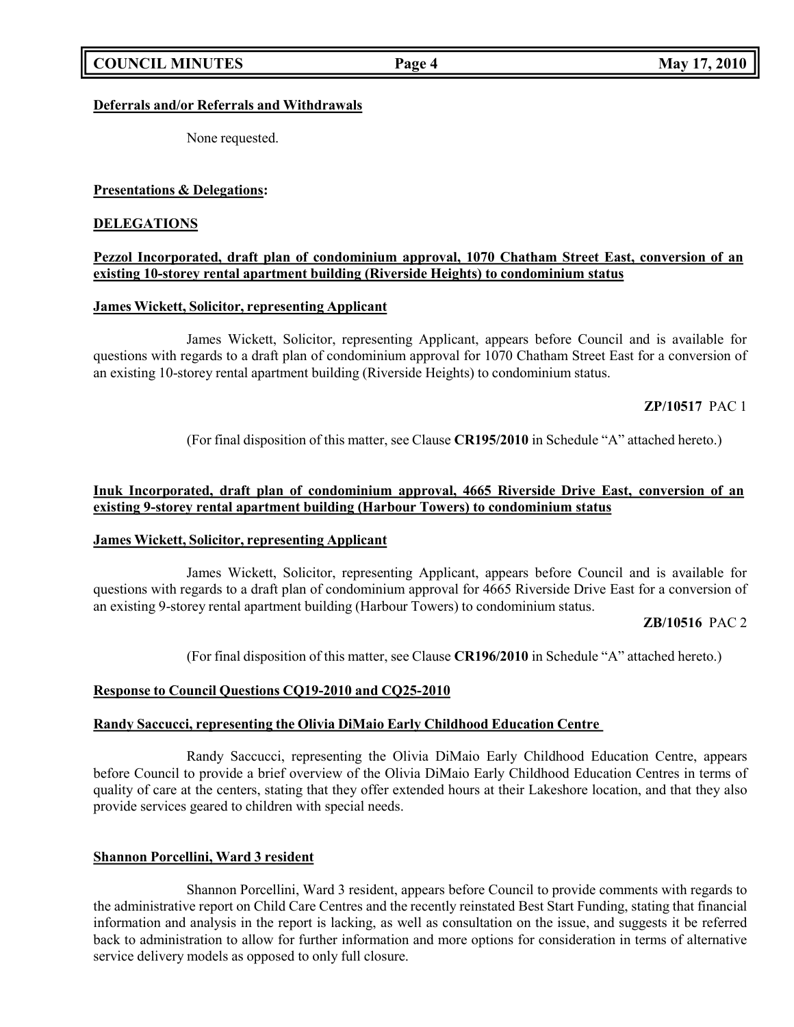**Deferrals and/or Referrals and Withdrawals**

None requested.

**Presentations & Delegations:**

**DELEGATIONS**

**Pezzol Incorporated, draft plan of condominium approval, 1070 Chatham Street East, conversion of an existing 10-storey rental apartment building (Riverside Heights) to condominium status**

**James Wickett, Solicitor, representing Applicant**

James Wickett, Solicitor, representing Applicant, appears before Council and is available for questions with regards to a draft plan of condominium approval for 1070 Chatham Street East for a conversion of an existing 10-storey rental apartment building (Riverside Heights) to condominium status.

**ZP/10517** PAC 1

(For final disposition of this matter, see Clause **CR195/2010** in Schedule "A" attached hereto.)

**Inuk Incorporated, draft plan of condominium approval, 4665 Riverside Drive East, conversion of an existing 9-storey rental apartment building (Harbour Towers) to condominium status**

**James Wickett, Solicitor, representing Applicant**

James Wickett, Solicitor, representing Applicant, appears before Council and is available for questions with regards to a draft plan of condominium approval for 4665 Riverside Drive East for a conversion of an existing 9-storey rental apartment building (Harbour Towers) to condominium status.

**ZB/10516** PAC 2

(For final disposition of this matter, see Clause **CR196/2010** in Schedule "A" attached hereto.)

**Response to Council Questions CQ19-2010 and CQ25-2010**

**Randy Saccucci, representing the Olivia DiMaio Early Childhood Education Centre**

Randy Saccucci, representing the Olivia DiMaio Early Childhood Education Centre, appears before Council to provide a brief overview of the Olivia DiMaio Early Childhood Education Centres in terms of quality of care at the centers, stating that they offer extended hours at their Lakeshore location, and that they also provide services geared to children with special needs.

**Shannon Porcellini, Ward 3 resident**

Shannon Porcellini, Ward 3 resident, appears before Council to provide comments with regards to the administrative report on Child Care Centres and the recently reinstated Best Start Funding, stating that financial information and analysis in the report is lacking, as well as consultation on the issue, and suggests it be referred back to administration to allow for further information and more options for consideration in terms of alternative service delivery models as opposed to only full closure.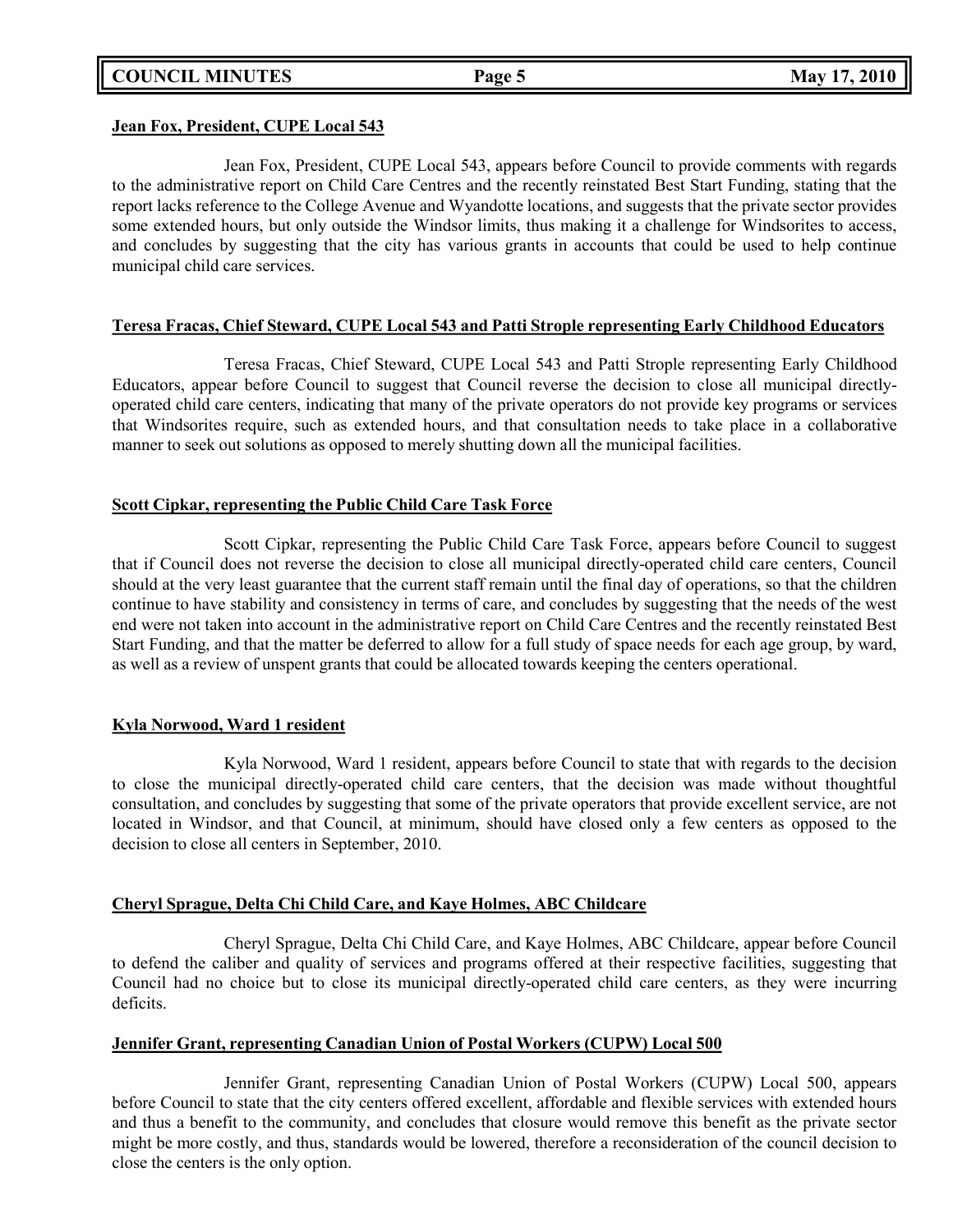**Jean Fox, President, CUPE Local 543**

Jean Fox, President, CUPE Local 543, appears before Council to provide comments with regards to the administrative report on Child Care Centres and the recently reinstated Best Start Funding, stating that the report lacks reference to the College Avenue and Wyandotte locations, and suggests that the private sector provides some extended hours, but only outside the Windsor limits, thus making it a challenge for Windsorites to access, and concludes by suggesting that the city has various grants in accounts that could be used to help continue municipal child care services.

**Teresa Fracas, Chief Steward, CUPE Local 543 and Patti Strople representing Early Childhood Educators**

Teresa Fracas, Chief Steward, CUPE Local 543 and Patti Strople representing Early Childhood Educators, appear before Council to suggest that Council reverse the decision to close all municipal directly-operated child care centers, indicating that many of the private operators do not provide key programs or services that Windsorites require, such as extended hours, and that consultation needs to take place in a collaborative manner to seek out solutions as opposed to merely shutting down all the municipal facilities.

**Scott Cipkar, representing the Public Child Care Task Force**

Scott Cipkar, representing the Public Child Care Task Force, appears before Council to suggest that if Council does not reverse the decision to close all municipal directly-operated child care centers, Council should at the very least guarantee that the current staff remain until the final day of operations, so that the children continue to have stability and consistency in terms of care, and concludes by suggesting that the needs of the west end were not taken into account in the administrative report on Child Care Centres and the recently reinstated Best Start Funding, and that the matter be deferred to allow for a full study of space needs for each age group, by ward, as well as a review of unspent grants that could be allocated towards keeping the centers operational.

**Kyla Norwood, Ward 1 resident**

Kyla Norwood, Ward 1 resident, appears before Council to state that with regards to the decision to close the municipal directly-operated child care centers, that the decision was made without thoughtful consultation, and concludes by suggesting that some of the private operators that provide excellent service, are not located in Windsor, and that Council, at minimum, should have closed only a few centers as opposed to the decision to close all centers in September, 2010.

**Cheryl Sprague, Delta Chi Child Care, and Kaye Holmes, ABC Childcare**

Cheryl Sprague, Delta Chi Child Care, and Kaye Holmes, ABC Childcare, appear before Council to defend the caliber and quality of services and programs offered at their respective facilities, suggesting that Council had no choice but to close its municipal directly-operated child care centers, as they were incurring deficits.

**Jennifer Grant, representing Canadian Union of Postal Workers (CUPW) Local 500**

Jennifer Grant, representing Canadian Union of Postal Workers (CUPW) Local 500, appears before Council to state that the city centers offered excellent, affordable and flexible services with extended hours and thus a benefit to the community, and concludes that closure would remove this benefit as the private sector might be more costly, and thus, standards would be lowered, therefore a reconsideration of the council decision to close the centers is the only option.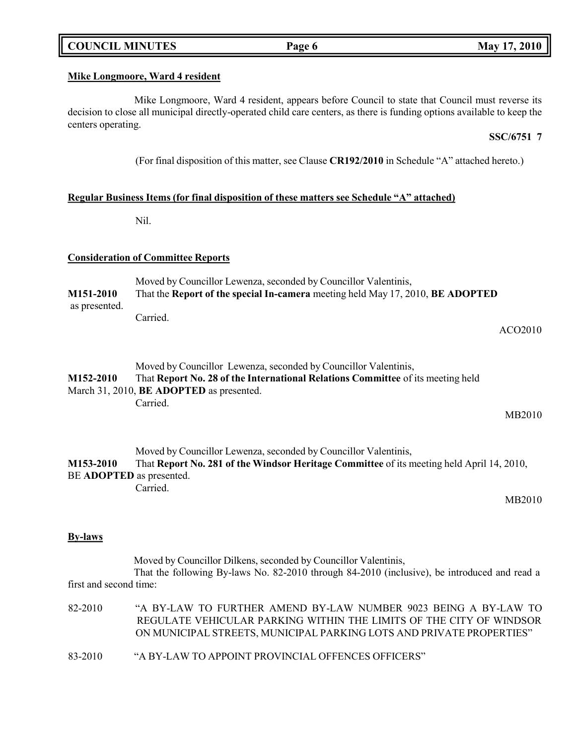**Mike Longmoore, Ward 4 resident**

Mike Longmoore, Ward 4 resident, appears before Council to state that Council must reverse its decision to close all municipal directly-operated child care centers, as there is funding options available to keep the centers operating.

**SSC/6751 7**

(For final disposition of this matter, see Clause **CR192/2010** in Schedule "A" attached hereto.)

**Regular Business Items (for final disposition of these matters see Schedule "A" attached)**

Nil.

**Consideration of Committee Reports**

Moved by Councillor Lewenza, seconded by Councillor Valentinis,

**M151-2010** That the **Report of the special In-camera** meeting held May 17, 2010, **BE ADOPTED** as presented.

Carried.

ACO2010

Moved by Councillor Lewenza, seconded by Councillor Valentinis,

**M152-2010** That **Report No. 28 of the International Relations Committee** of its meeting held March 31, 2010, **BE ADOPTED** as presented.

Carried.

MB2010

Moved by Councillor Lewenza, seconded by Councillor Valentinis,

**M153-2010** That **Report No. 281 of the Windsor Heritage Committee** of its meeting held April 14, 2010, BE **ADOPTED** as presented.

Carried.

MB2010

**By-laws**

Moved by Councillor Dilkens, seconded by Councillor Valentinis,

That the following By-laws No. 82-2010 through 84-2010 (inclusive), be introduced and read a first and second time:

82-2010 "A BY-LAW TO FURTHER AMEND BY-LAW NUMBER 9023 BEING A BY-LAW TO REGULATE VEHICULAR PARKING WITHIN THE LIMITS OF THE CITY OF WINDSOR ON MUNICIPAL STREETS, MUNICIPAL PARKING LOTS AND PRIVATE PROPERTIES"

83-2010 "A BY-LAW TO APPOINT PROVINCIAL OFFENCES OFFICERS"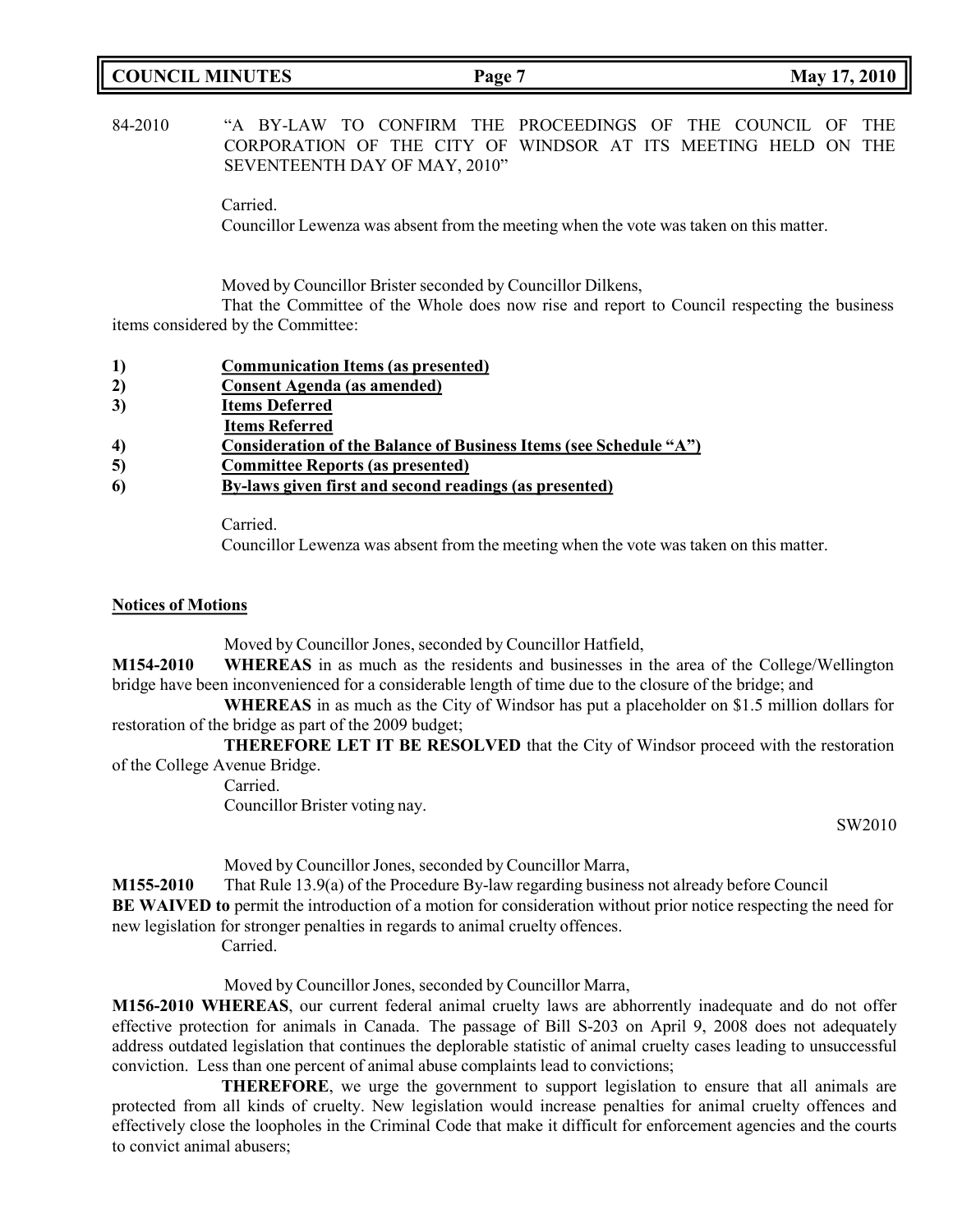84-2010 "A BY-LAW TO CONFIRM THE PROCEEDINGS OF THE COUNCIL OF THE CORPORATION OF THE CITY OF WINDSOR AT ITS MEETING HELD ON THE SEVENTEENTH DAY OF MAY, 2010"

Carried.
Councillor Lewenza was absent from the meeting when the vote was taken on this matter.

Moved by Councillor Brister seconded by Councillor Dilkens,
That the Committee of the Whole does now rise and report to Council respecting the business items considered by the Committee:

1) **Communication Items (as presented)**
2) **Consent Agenda (as amended)**
3) **Items Deferred**
   **Items Referred**
4) **Consideration of the Balance of Business Items (see Schedule "A")**
5) **Committee Reports (as presented)**
6) **By-laws given first and second readings (as presented)**

Carried.
Councillor Lewenza was absent from the meeting when the vote was taken on this matter.

## Notices of Motions

Moved by Councillor Jones, seconded by Councillor Hatfield,

**M154-2010** **WHEREAS** in as much as the residents and businesses in the area of the College/Wellington bridge have been inconvenienced for a considerable length of time due to the closure of the bridge; and

**WHEREAS** in as much as the City of Windsor has put a placeholder on $1.5 million dollars for restoration of the bridge as part of the 2009 budget;

**THEREFORE LET IT BE RESOLVED** that the City of Windsor proceed with the restoration of the College Avenue Bridge.

Carried.
Councillor Brister voting nay.

SW2010

Moved by Councillor Jones, seconded by Councillor Marra,

**M155-2010** That Rule 13.9(a) of the Procedure By-law regarding business not already before Council **BE WAIVED to** permit the introduction of a motion for consideration without prior notice respecting the need for new legislation for stronger penalties in regards to animal cruelty offences.

Carried.

Moved by Councillor Jones, seconded by Councillor Marra,

**M156-2010 WHEREAS**, our current federal animal cruelty laws are abhorrently inadequate and do not offer effective protection for animals in Canada. The passage of Bill S-203 on April 9, 2008 does not adequately address outdated legislation that continues the deplorable statistic of animal cruelty cases leading to unsuccessful conviction. Less than one percent of animal abuse complaints lead to convictions;

**THEREFORE**, we urge the government to support legislation to ensure that all animals are protected from all kinds of cruelty. New legislation would increase penalties for animal cruelty offences and effectively close the loopholes in the Criminal Code that make it difficult for enforcement agencies and the courts to convict animal abusers;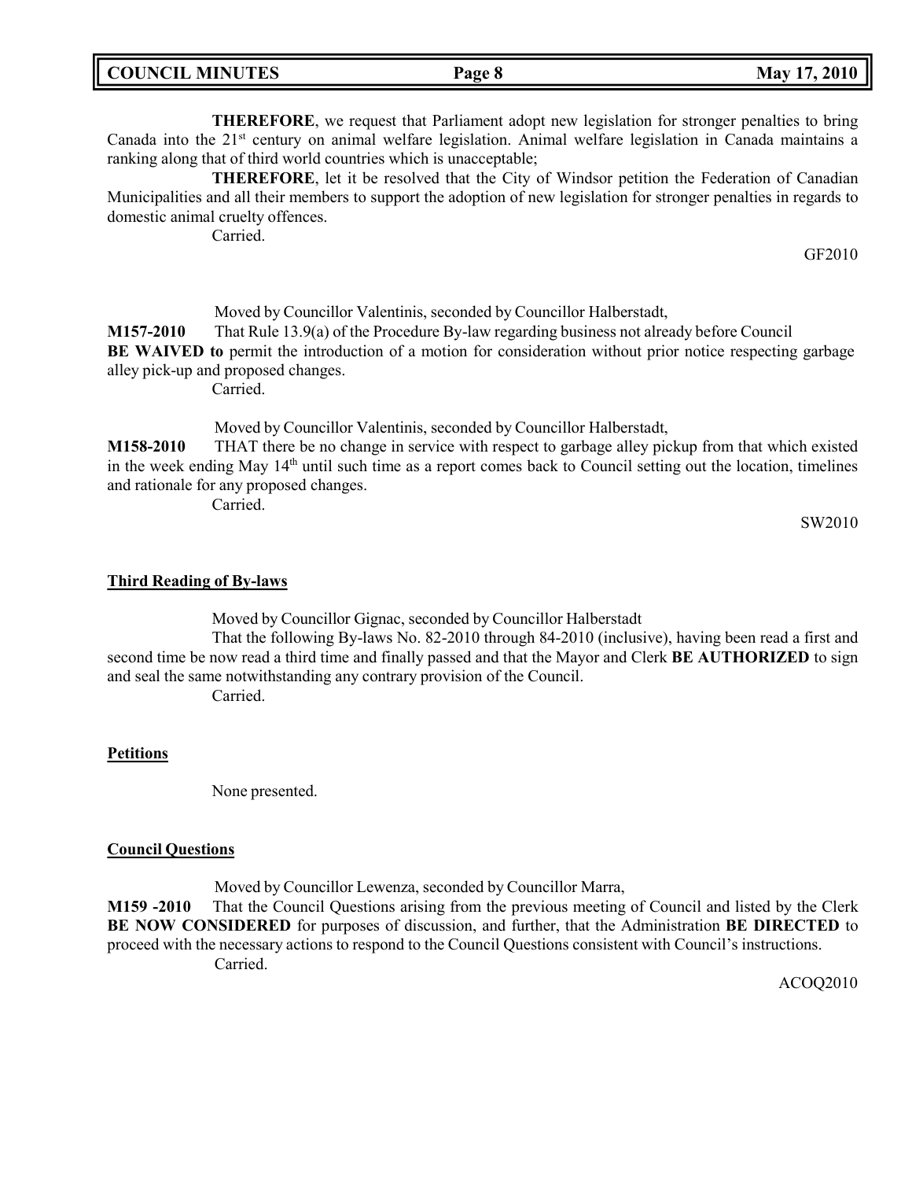**THEREFORE**, we request that Parliament adopt new legislation for stronger penalties to bring Canada into the 21st century on animal welfare legislation. Animal welfare legislation in Canada maintains a ranking along that of third world countries which is unacceptable;

**THEREFORE**, let it be resolved that the City of Windsor petition the Federation of Canadian Municipalities and all their members to support the adoption of new legislation for stronger penalties in regards to domestic animal cruelty offences.

Carried.

GF2010

Moved by Councillor Valentinis, seconded by Councillor Halberstadt,

**M157-2010** That Rule 13.9(a) of the Procedure By-law regarding business not already before Council **BE WAIVED to** permit the introduction of a motion for consideration without prior notice respecting garbage alley pick-up and proposed changes.

Carried.

Moved by Councillor Valentinis, seconded by Councillor Halberstadt,

**M158-2010** THAT there be no change in service with respect to garbage alley pickup from that which existed in the week ending May 14th until such time as a report comes back to Council setting out the location, timelines and rationale for any proposed changes.

Carried.

SW2010

## Third Reading of By-laws

Moved by Councillor Gignac, seconded by Councillor Halberstadt

That the following By-laws No. 82-2010 through 84-2010 (inclusive), having been read a first and second time be now read a third time and finally passed and that the Mayor and Clerk **BE AUTHORIZED** to sign and seal the same notwithstanding any contrary provision of the Council.

Carried.

## Petitions

None presented.

## Council Questions

Moved by Councillor Lewenza, seconded by Councillor Marra,

**M159 -2010** That the Council Questions arising from the previous meeting of Council and listed by the Clerk **BE NOW CONSIDERED** for purposes of discussion, and further, that the Administration **BE DIRECTED** to proceed with the necessary actions to respond to the Council Questions consistent with Council's instructions.

Carried.

ACOQ2010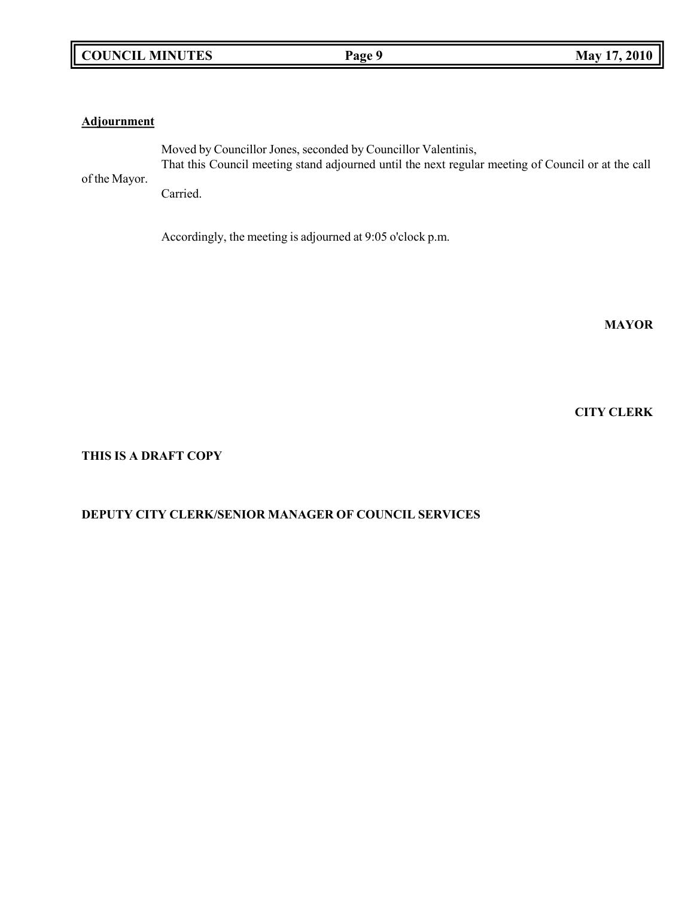**Adjournment**

Moved by Councillor Jones, seconded by Councillor Valentinis,
That this Council meeting stand adjourned until the next regular meeting of Council or at the call of the Mayor.
Carried.

Accordingly, the meeting is adjourned at 9:05 o'clock p.m.

**MAYOR**

**CITY CLERK**

**THIS IS A DRAFT COPY**

**DEPUTY CITY CLERK/SENIOR MANAGER OF COUNCIL SERVICES**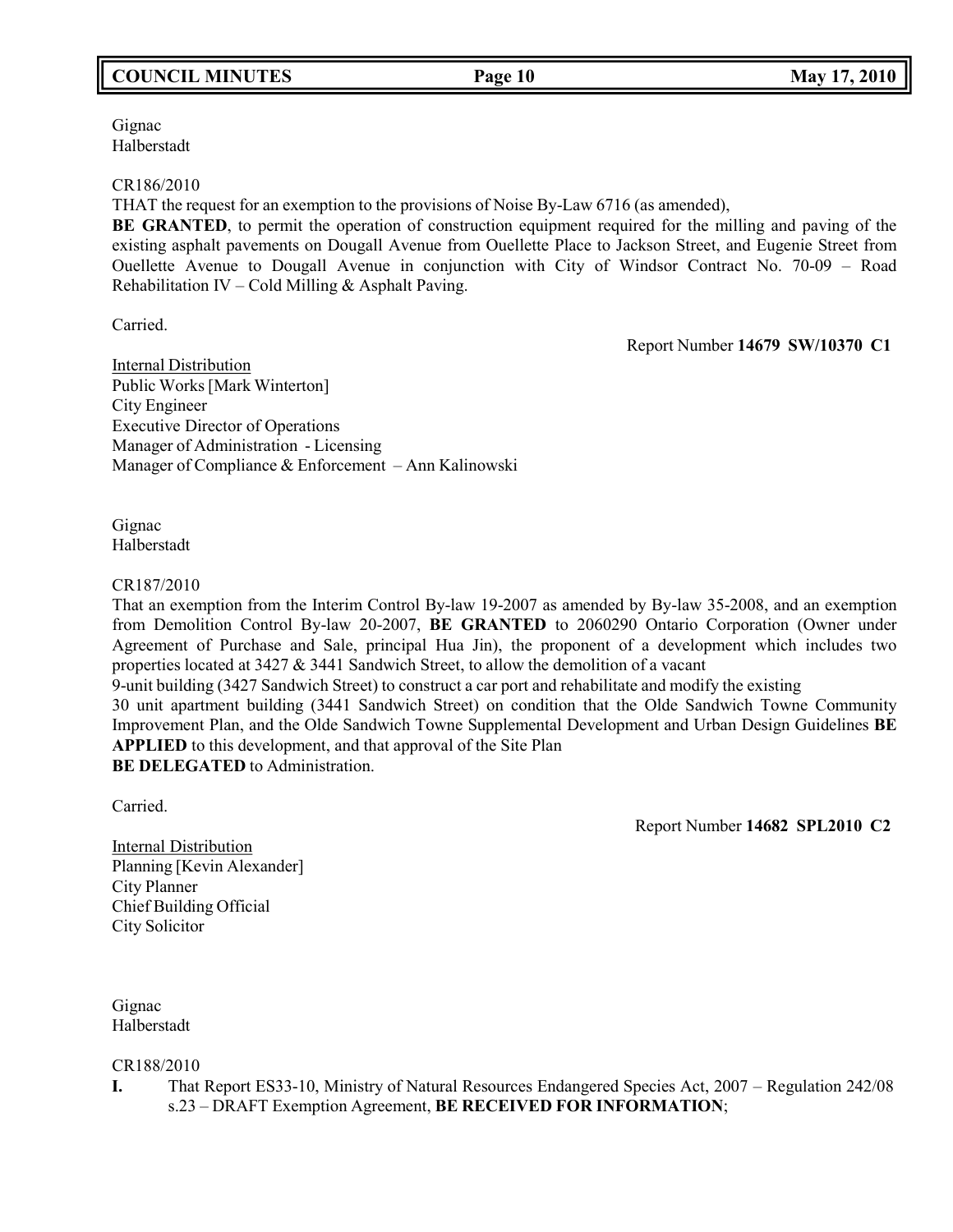Gignac
Halberstadt

CR186/2010

THAT the request for an exemption to the provisions of Noise By-Law 6716 (as amended), **BE GRANTED**, to permit the operation of construction equipment required for the milling and paving of the existing asphalt pavements on Dougall Avenue from Ouellette Place to Jackson Street, and Eugenie Street from Ouellette Avenue to Dougall Avenue in conjunction with City of Windsor Contract No. 70-09 – Road Rehabilitation IV – Cold Milling & Asphalt Paving.

Carried.

Report Number **14679 SW/10370 C1**

Internal Distribution
Public Works [Mark Winterton]
City Engineer
Executive Director of Operations
Manager of Administration - Licensing
Manager of Compliance & Enforcement – Ann Kalinowski

Gignac
Halberstadt

CR187/2010

That an exemption from the Interim Control By-law 19-2007 as amended by By-law 35-2008, and an exemption from Demolition Control By-law 20-2007, **BE GRANTED** to 2060290 Ontario Corporation (Owner under Agreement of Purchase and Sale, principal Hua Jin), the proponent of a development which includes two properties located at 3427 & 3441 Sandwich Street, to allow the demolition of a vacant 9-unit building (3427 Sandwich Street) to construct a car port and rehabilitate and modify the existing 30 unit apartment building (3441 Sandwich Street) on condition that the Olde Sandwich Towne Community Improvement Plan, and the Olde Sandwich Towne Supplemental Development and Urban Design Guidelines **BE APPLIED** to this development, and that approval of the Site Plan **BE DELEGATED** to Administration.

Carried.

Report Number **14682 SPL2010 C2**

Internal Distribution
Planning [Kevin Alexander]
City Planner
Chief Building Official
City Solicitor

Gignac
Halberstadt

CR188/2010

**I.** That Report ES33-10, Ministry of Natural Resources Endangered Species Act, 2007 – Regulation 242/08 s.23 – DRAFT Exemption Agreement, **BE RECEIVED FOR INFORMATION**;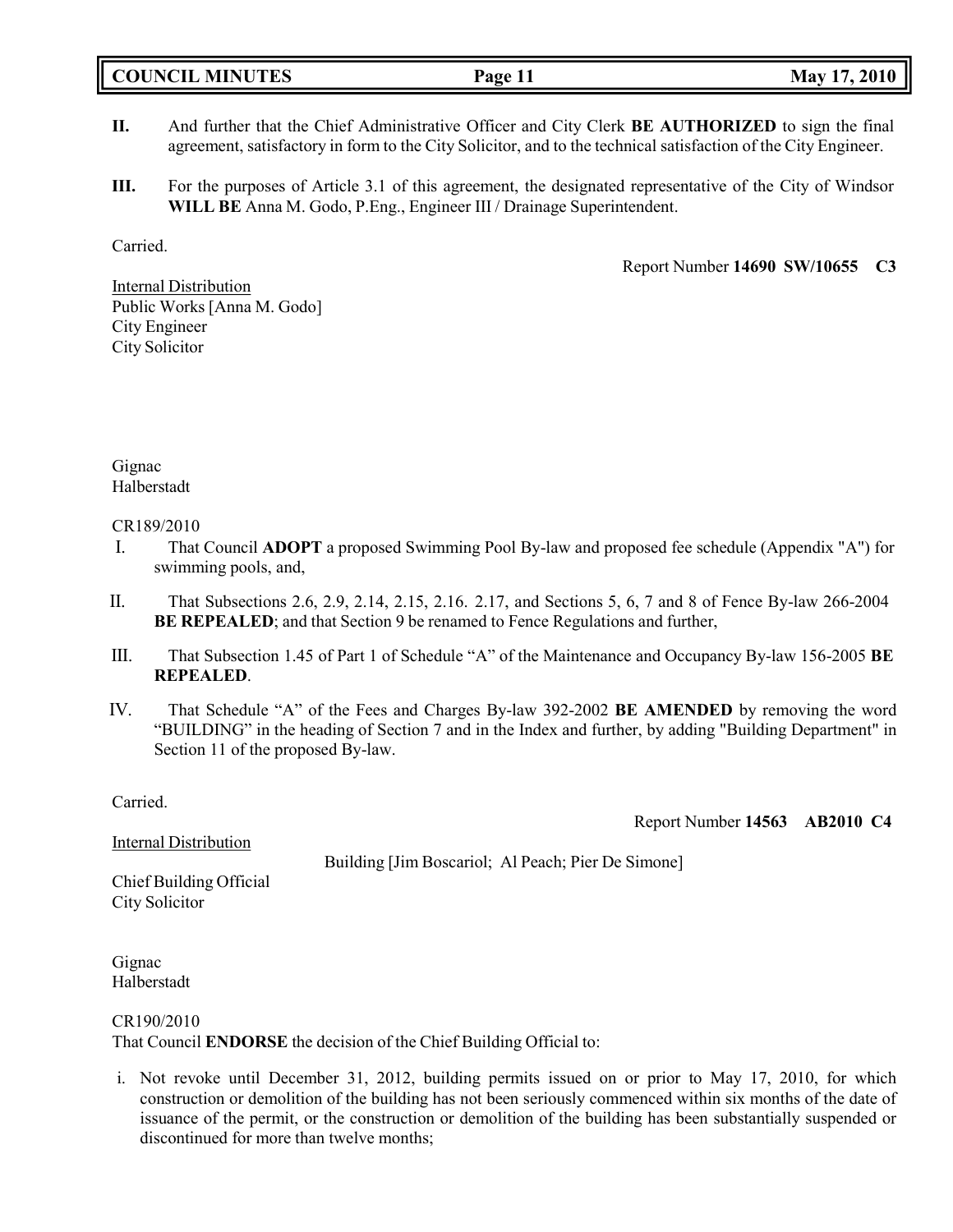**II.** And further that the Chief Administrative Officer and City Clerk **BE AUTHORIZED** to sign the final agreement, satisfactory in form to the City Solicitor, and to the technical satisfaction of the City Engineer.

**III.** For the purposes of Article 3.1 of this agreement, the designated representative of the City of Windsor **WILL BE** Anna M. Godo, P.Eng., Engineer III / Drainage Superintendent.

Carried.

Report Number **14690 SW/10655 C3**

Internal Distribution
Public Works [Anna M. Godo]
City Engineer
City Solicitor

Gignac
Halberstadt

CR189/2010

I. That Council **ADOPT** a proposed Swimming Pool By-law and proposed fee schedule (Appendix "A") for swimming pools, and,

II. That Subsections 2.6, 2.9, 2.14, 2.15, 2.16. 2.17, and Sections 5, 6, 7 and 8 of Fence By-law 266-2004 **BE REPEALED**; and that Section 9 be renamed to Fence Regulations and further,

III. That Subsection 1.45 of Part 1 of Schedule "A" of the Maintenance and Occupancy By-law 156-2005 **BE REPEALED**.

IV. That Schedule "A" of the Fees and Charges By-law 392-2002 **BE AMENDED** by removing the word "BUILDING" in the heading of Section 7 and in the Index and further, by adding "Building Department" in Section 11 of the proposed By-law.

Carried.

Report Number **14563 AB2010 C4**

Internal Distribution
Building [Jim Boscariol; Al Peach; Pier De Simone]
Chief Building Official
City Solicitor

Gignac
Halberstadt

CR190/2010
That Council **ENDORSE** the decision of the Chief Building Official to:

i. Not revoke until December 31, 2012, building permits issued on or prior to May 17, 2010, for which construction or demolition of the building has not been seriously commenced within six months of the date of issuance of the permit, or the construction or demolition of the building has been substantially suspended or discontinued for more than twelve months;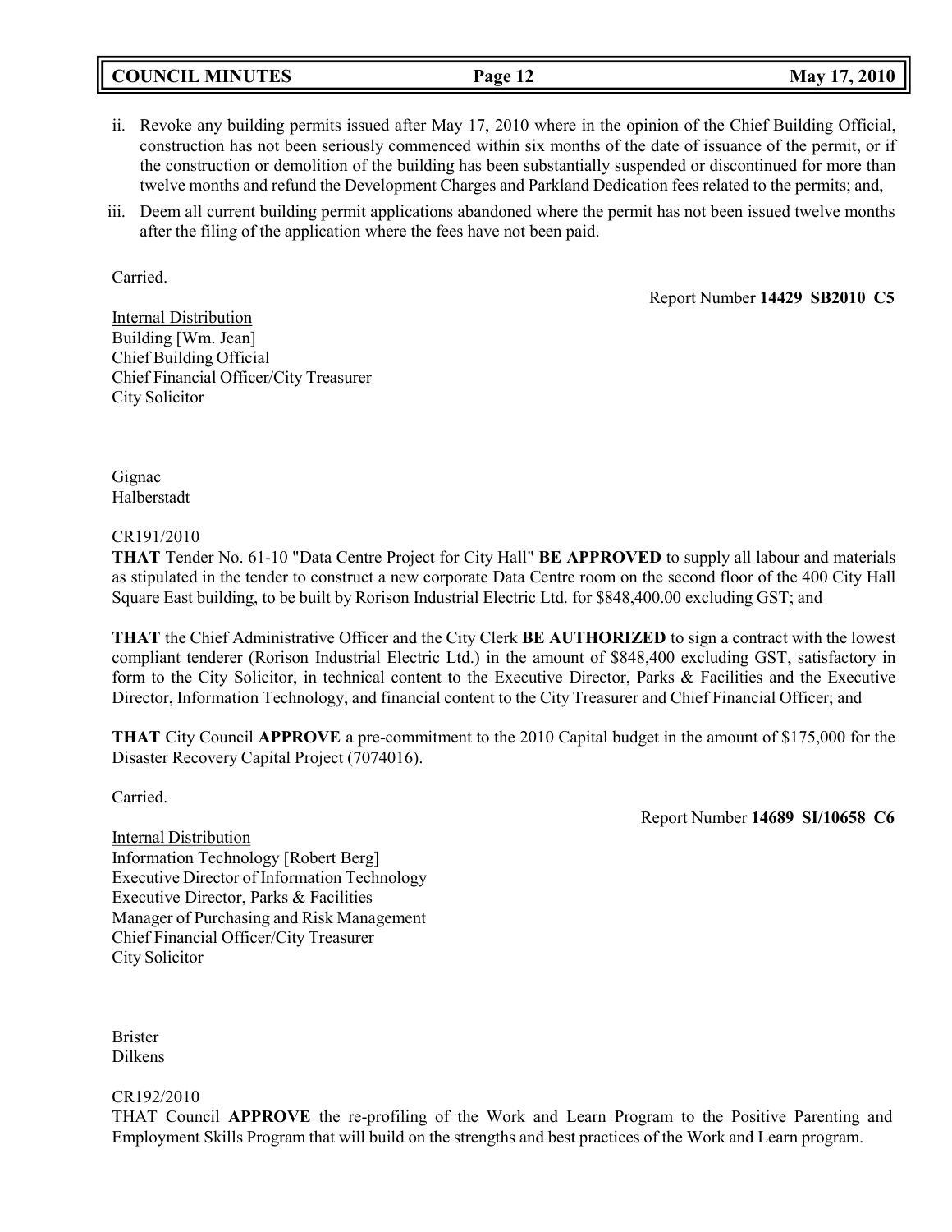ii. Revoke any building permits issued after May 17, 2010 where in the opinion of the Chief Building Official, construction has not been seriously commenced within six months of the date of issuance of the permit, or if the construction or demolition of the building has been substantially suspended or discontinued for more than twelve months and refund the Development Charges and Parkland Dedication fees related to the permits; and,

iii. Deem all current building permit applications abandoned where the permit has not been issued twelve months after the filing of the application where the fees have not been paid.

Carried.

Report Number **14429 SB2010 C5**

Internal Distribution
Building [Wm. Jean]
Chief Building Official
Chief Financial Officer/City Treasurer
City Solicitor

Gignac
Halberstadt

CR191/2010
**THAT** Tender No. 61-10 "Data Centre Project for City Hall" **BE APPROVED** to supply all labour and materials as stipulated in the tender to construct a new corporate Data Centre room on the second floor of the 400 City Hall Square East building, to be built by Rorison Industrial Electric Ltd. for $848,400.00 excluding GST; and

**THAT** the Chief Administrative Officer and the City Clerk **BE AUTHORIZED** to sign a contract with the lowest compliant tenderer (Rorison Industrial Electric Ltd.) in the amount of $848,400 excluding GST, satisfactory in form to the City Solicitor, in technical content to the Executive Director, Parks & Facilities and the Executive Director, Information Technology, and financial content to the City Treasurer and Chief Financial Officer; and

**THAT** City Council **APPROVE** a pre-commitment to the 2010 Capital budget in the amount of $175,000 for the Disaster Recovery Capital Project (7074016).

Carried.

Report Number **14689 SI/10658 C6**

Internal Distribution
Information Technology [Robert Berg]
Executive Director of Information Technology
Executive Director, Parks & Facilities
Manager of Purchasing and Risk Management
Chief Financial Officer/City Treasurer
City Solicitor

Brister
Dilkens

CR192/2010
THAT Council **APPROVE** the re-profiling of the Work and Learn Program to the Positive Parenting and Employment Skills Program that will build on the strengths and best practices of the Work and Learn program.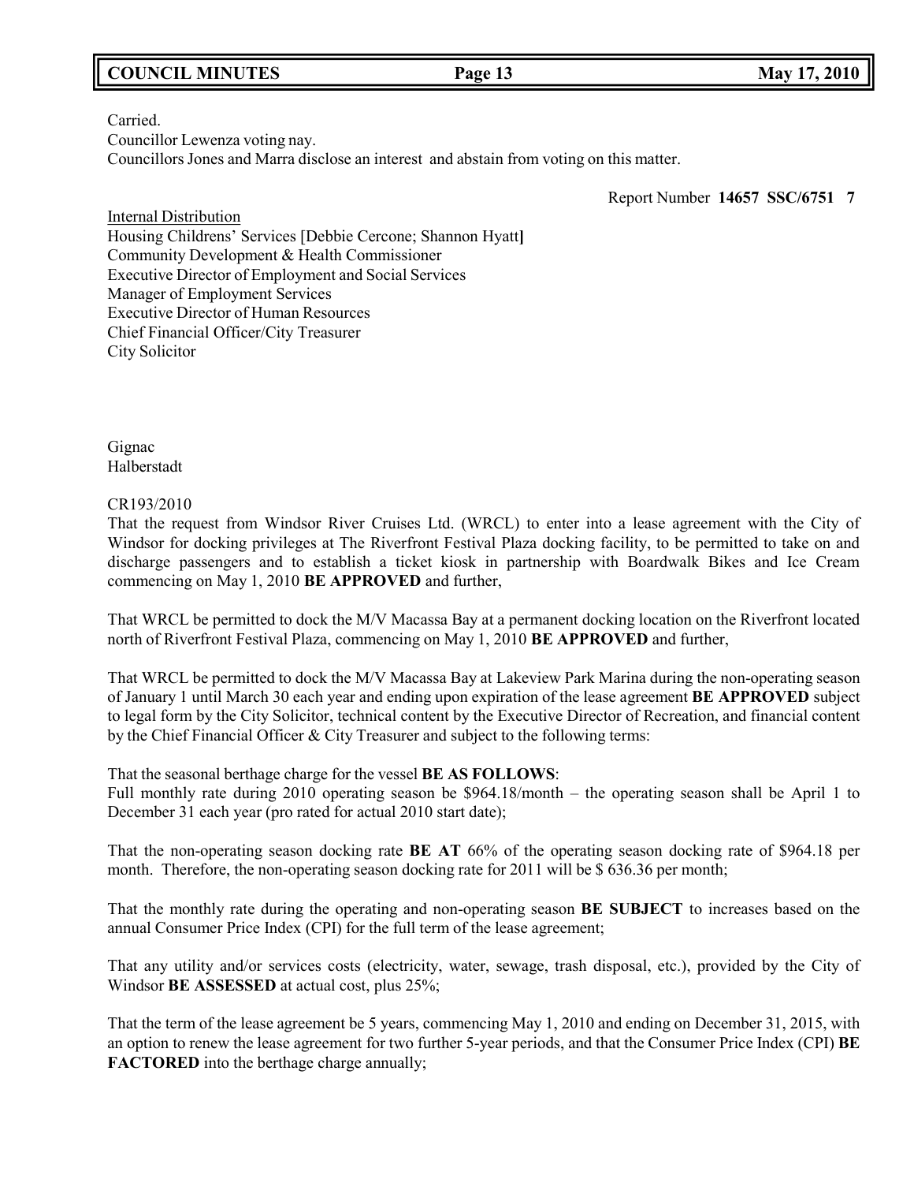Carried.
Councillor Lewenza voting nay.
Councillors Jones and Marra disclose an interest and abstain from voting on this matter.

Report Number **14657 SSC/6751 7**

Internal Distribution
Housing Childrens' Services [Debbie Cercone; Shannon Hyatt**]**
Community Development & Health Commissioner
Executive Director of Employment and Social Services
Manager of Employment Services
Executive Director of Human Resources
Chief Financial Officer/City Treasurer
City Solicitor

Gignac
Halberstadt

CR193/2010
That the request from Windsor River Cruises Ltd. (WRCL) to enter into a lease agreement with the City of Windsor for docking privileges at The Riverfront Festival Plaza docking facility, to be permitted to take on and discharge passengers and to establish a ticket kiosk in partnership with Boardwalk Bikes and Ice Cream commencing on May 1, 2010 **BE APPROVED** and further,

That WRCL be permitted to dock the M/V Macassa Bay at a permanent docking location on the Riverfront located north of Riverfront Festival Plaza, commencing on May 1, 2010 **BE APPROVED** and further,

That WRCL be permitted to dock the M/V Macassa Bay at Lakeview Park Marina during the non-operating season of January 1 until March 30 each year and ending upon expiration of the lease agreement **BE APPROVED** subject to legal form by the City Solicitor, technical content by the Executive Director of Recreation, and financial content by the Chief Financial Officer & City Treasurer and subject to the following terms:

That the seasonal berthage charge for the vessel **BE AS FOLLOWS**:
Full monthly rate during 2010 operating season be $964.18/month – the operating season shall be April 1 to December 31 each year (pro rated for actual 2010 start date);

That the non-operating season docking rate **BE AT** 66% of the operating season docking rate of $964.18 per month. Therefore, the non-operating season docking rate for 2011 will be $ 636.36 per month;

That the monthly rate during the operating and non-operating season **BE SUBJECT** to increases based on the annual Consumer Price Index (CPI) for the full term of the lease agreement;

That any utility and/or services costs (electricity, water, sewage, trash disposal, etc.), provided by the City of Windsor **BE ASSESSED** at actual cost, plus 25%;

That the term of the lease agreement be 5 years, commencing May 1, 2010 and ending on December 31, 2015, with an option to renew the lease agreement for two further 5-year periods, and that the Consumer Price Index (CPI) **BE FACTORED** into the berthage charge annually;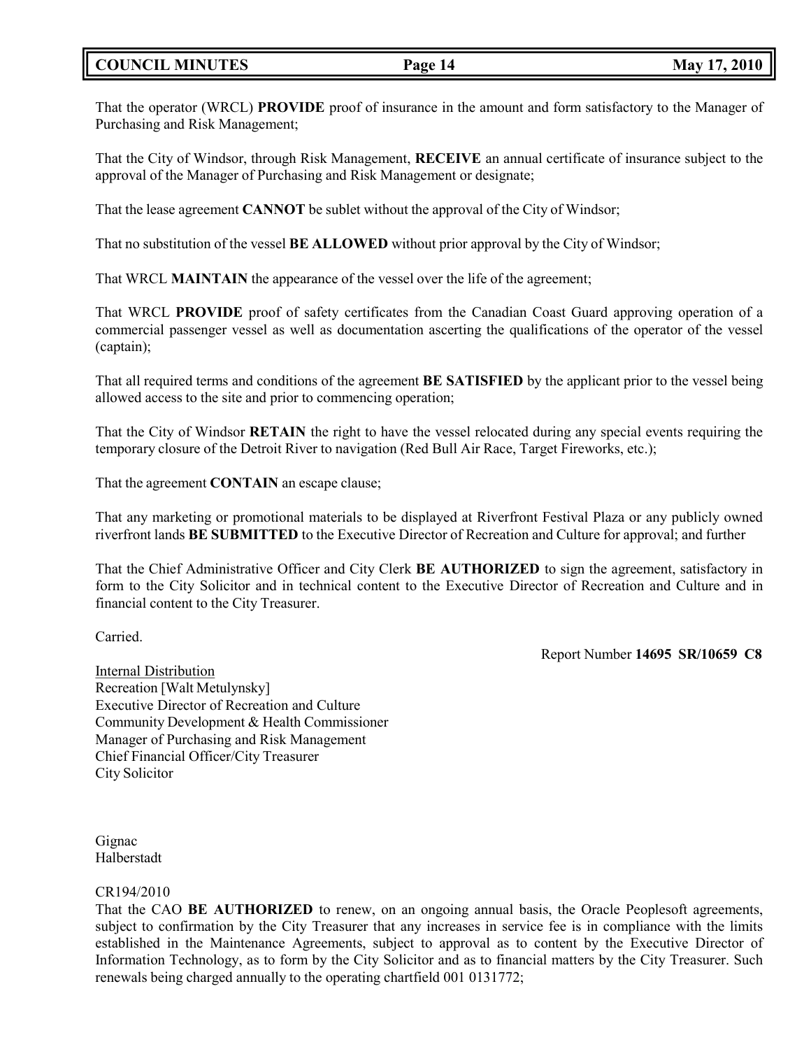That the operator (WRCL) **PROVIDE** proof of insurance in the amount and form satisfactory to the Manager of Purchasing and Risk Management;

That the City of Windsor, through Risk Management, **RECEIVE** an annual certificate of insurance subject to the approval of the Manager of Purchasing and Risk Management or designate;

That the lease agreement **CANNOT** be sublet without the approval of the City of Windsor;

That no substitution of the vessel **BE ALLOWED** without prior approval by the City of Windsor;

That WRCL **MAINTAIN** the appearance of the vessel over the life of the agreement;

That WRCL **PROVIDE** proof of safety certificates from the Canadian Coast Guard approving operation of a commercial passenger vessel as well as documentation ascerting the qualifications of the operator of the vessel (captain);

That all required terms and conditions of the agreement **BE SATISFIED** by the applicant prior to the vessel being allowed access to the site and prior to commencing operation;

That the City of Windsor **RETAIN** the right to have the vessel relocated during any special events requiring the temporary closure of the Detroit River to navigation (Red Bull Air Race, Target Fireworks, etc.);

That the agreement **CONTAIN** an escape clause;

That any marketing or promotional materials to be displayed at Riverfront Festival Plaza or any publicly owned riverfront lands **BE SUBMITTED** to the Executive Director of Recreation and Culture for approval; and further

That the Chief Administrative Officer and City Clerk **BE AUTHORIZED** to sign the agreement, satisfactory in form to the City Solicitor and in technical content to the Executive Director of Recreation and Culture and in financial content to the City Treasurer.

Carried.

Report Number **14695 SR/10659 C8**

Internal Distribution
Recreation [Walt Metulynsky]
Executive Director of Recreation and Culture
Community Development & Health Commissioner
Manager of Purchasing and Risk Management
Chief Financial Officer/City Treasurer
City Solicitor

Gignac
Halberstadt

CR194/2010
That the CAO **BE AUTHORIZED** to renew, on an ongoing annual basis, the Oracle Peoplesoft agreements, subject to confirmation by the City Treasurer that any increases in service fee is in compliance with the limits established in the Maintenance Agreements, subject to approval as to content by the Executive Director of Information Technology, as to form by the City Solicitor and as to financial matters by the City Treasurer. Such renewals being charged annually to the operating chartfield 001 0131772;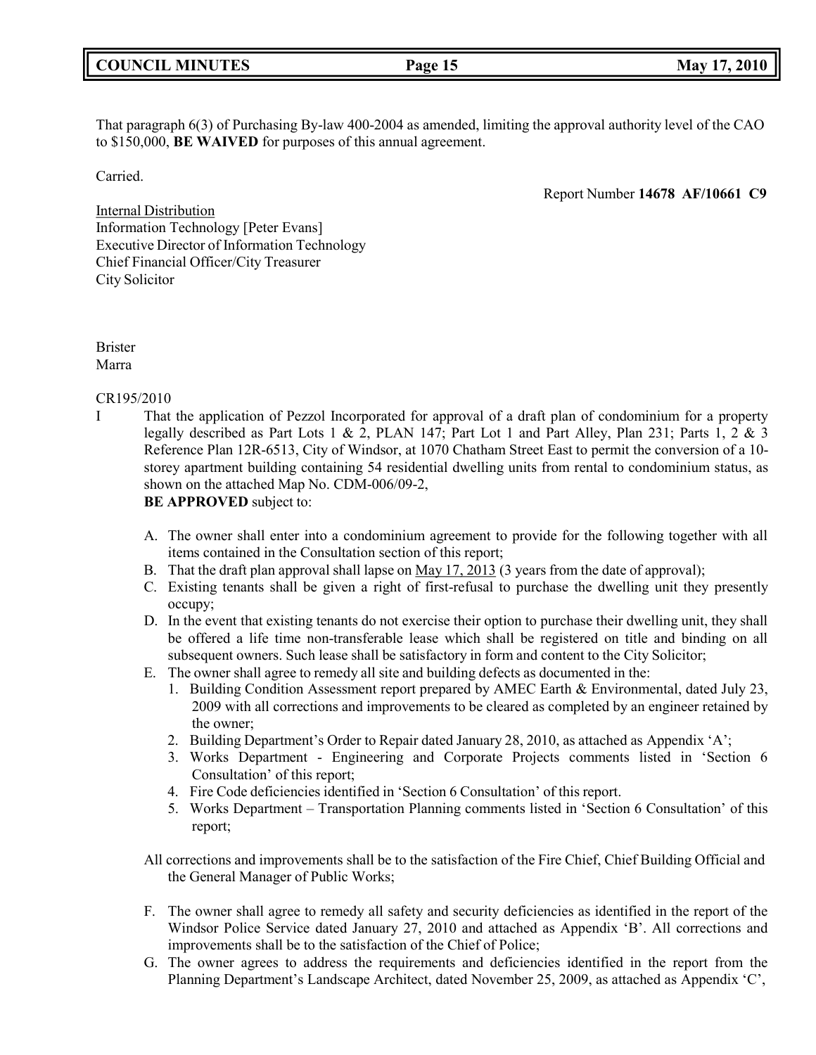That paragraph 6(3) of Purchasing By-law 400-2004 as amended, limiting the approval authority level of the CAO to $150,000, **BE WAIVED** for purposes of this annual agreement.

Carried.

Report Number **14678 AF/10661 C9**

Internal Distribution
Information Technology [Peter Evans]
Executive Director of Information Technology
Chief Financial Officer/City Treasurer
City Solicitor

Brister
Marra

CR195/2010

I That the application of Pezzol Incorporated for approval of a draft plan of condominium for a property legally described as Part Lots 1 & 2, PLAN 147; Part Lot 1 and Part Alley, Plan 231; Parts 1, 2 & 3 Reference Plan 12R-6513, City of Windsor, at 1070 Chatham Street East to permit the conversion of a 10-storey apartment building containing 54 residential dwelling units from rental to condominium status, as shown on the attached Map No. CDM-006/09-2,
**BE APPROVED** subject to:

A. The owner shall enter into a condominium agreement to provide for the following together with all items contained in the Consultation section of this report;
B. That the draft plan approval shall lapse on May 17, 2013 (3 years from the date of approval);
C. Existing tenants shall be given a right of first-refusal to purchase the dwelling unit they presently occupy;
D. In the event that existing tenants do not exercise their option to purchase their dwelling unit, they shall be offered a life time non-transferable lease which shall be registered on title and binding on all subsequent owners. Such lease shall be satisfactory in form and content to the City Solicitor;
E. The owner shall agree to remedy all site and building defects as documented in the:
   1. Building Condition Assessment report prepared by AMEC Earth & Environmental, dated July 23, 2009 with all corrections and improvements to be cleared as completed by an engineer retained by the owner;
   2. Building Department's Order to Repair dated January 28, 2010, as attached as Appendix 'A';
   3. Works Department - Engineering and Corporate Projects comments listed in 'Section 6 Consultation' of this report;
   4. Fire Code deficiencies identified in 'Section 6 Consultation' of this report.
   5. Works Department – Transportation Planning comments listed in 'Section 6 Consultation' of this report;

All corrections and improvements shall be to the satisfaction of the Fire Chief, Chief Building Official and the General Manager of Public Works;

F. The owner shall agree to remedy all safety and security deficiencies as identified in the report of the Windsor Police Service dated January 27, 2010 and attached as Appendix 'B'. All corrections and improvements shall be to the satisfaction of the Chief of Police;
G. The owner agrees to address the requirements and deficiencies identified in the report from the Planning Department's Landscape Architect, dated November 25, 2009, as attached as Appendix 'C',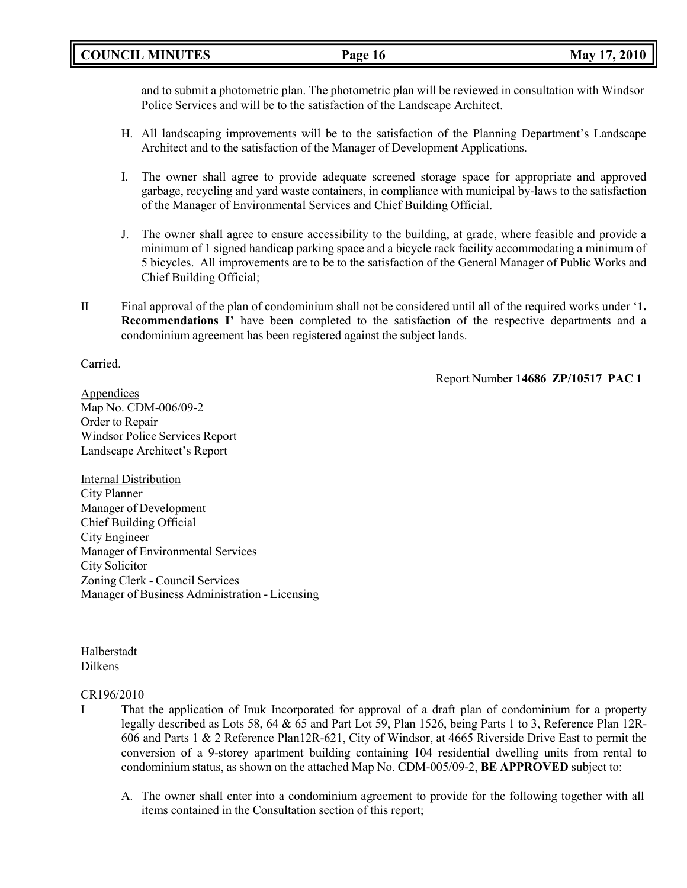and to submit a photometric plan. The photometric plan will be reviewed in consultation with Windsor Police Services and will be to the satisfaction of the Landscape Architect.

H. All landscaping improvements will be to the satisfaction of the Planning Department's Landscape Architect and to the satisfaction of the Manager of Development Applications.

I. The owner shall agree to provide adequate screened storage space for appropriate and approved garbage, recycling and yard waste containers, in compliance with municipal by-laws to the satisfaction of the Manager of Environmental Services and Chief Building Official.

J. The owner shall agree to ensure accessibility to the building, at grade, where feasible and provide a minimum of 1 signed handicap parking space and a bicycle rack facility accommodating a minimum of 5 bicycles. All improvements are to be to the satisfaction of the General Manager of Public Works and Chief Building Official;

II Final approval of the plan of condominium shall not be considered until all of the required works under '**1. Recommendations I**' have been completed to the satisfaction of the respective departments and a condominium agreement has been registered against the subject lands.

Carried.

Report Number **14686 ZP/10517 PAC 1**

Appendices
Map No. CDM-006/09-2
Order to Repair
Windsor Police Services Report
Landscape Architect's Report

Internal Distribution
City Planner
Manager of Development
Chief Building Official
City Engineer
Manager of Environmental Services
City Solicitor
Zoning Clerk - Council Services
Manager of Business Administration - Licensing

Halberstadt
Dilkens

CR196/2010

I That the application of Inuk Incorporated for approval of a draft plan of condominium for a property legally described as Lots 58, 64 & 65 and Part Lot 59, Plan 1526, being Parts 1 to 3, Reference Plan 12R-606 and Parts 1 & 2 Reference Plan12R-621, City of Windsor, at 4665 Riverside Drive East to permit the conversion of a 9-storey apartment building containing 104 residential dwelling units from rental to condominium status, as shown on the attached Map No. CDM-005/09-2, **BE APPROVED** subject to:

A. The owner shall enter into a condominium agreement to provide for the following together with all items contained in the Consultation section of this report;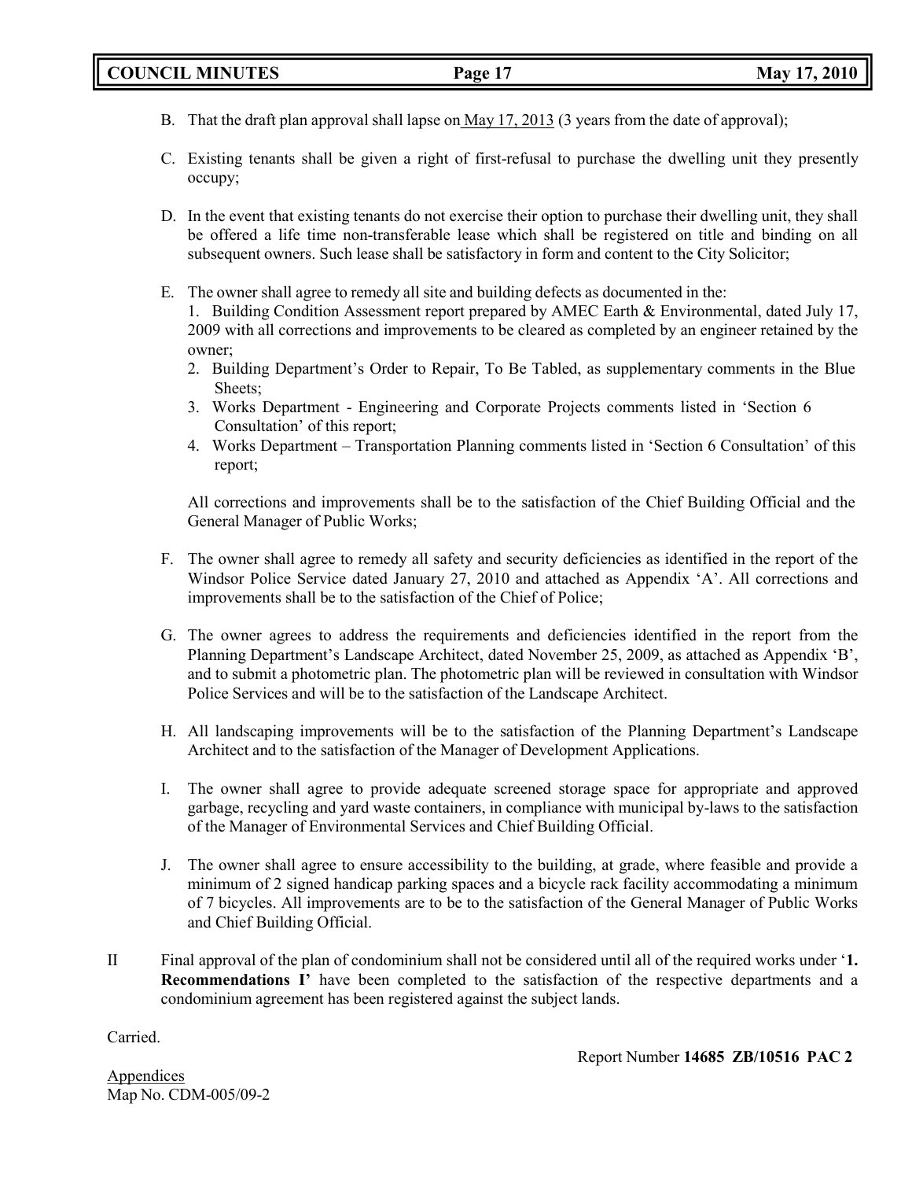B. That the draft plan approval shall lapse on May 17, 2013 (3 years from the date of approval);

C. Existing tenants shall be given a right of first-refusal to purchase the dwelling unit they presently occupy;

D. In the event that existing tenants do not exercise their option to purchase their dwelling unit, they shall be offered a life time non-transferable lease which shall be registered on title and binding on all subsequent owners. Such lease shall be satisfactory in form and content to the City Solicitor;

E. The owner shall agree to remedy all site and building defects as documented in the:
   1. Building Condition Assessment report prepared by AMEC Earth & Environmental, dated July 17, 2009 with all corrections and improvements to be cleared as completed by an engineer retained by the owner;
   2. Building Department's Order to Repair, To Be Tabled, as supplementary comments in the Blue Sheets;
   3. Works Department - Engineering and Corporate Projects comments listed in 'Section 6 Consultation' of this report;
   4. Works Department – Transportation Planning comments listed in 'Section 6 Consultation' of this report;

   All corrections and improvements shall be to the satisfaction of the Chief Building Official and the General Manager of Public Works;

F. The owner shall agree to remedy all safety and security deficiencies as identified in the report of the Windsor Police Service dated January 27, 2010 and attached as Appendix 'A'. All corrections and improvements shall be to the satisfaction of the Chief of Police;

G. The owner agrees to address the requirements and deficiencies identified in the report from the Planning Department's Landscape Architect, dated November 25, 2009, as attached as Appendix 'B', and to submit a photometric plan. The photometric plan will be reviewed in consultation with Windsor Police Services and will be to the satisfaction of the Landscape Architect.

H. All landscaping improvements will be to the satisfaction of the Planning Department's Landscape Architect and to the satisfaction of the Manager of Development Applications.

I. The owner shall agree to provide adequate screened storage space for appropriate and approved garbage, recycling and yard waste containers, in compliance with municipal by-laws to the satisfaction of the Manager of Environmental Services and Chief Building Official.

J. The owner shall agree to ensure accessibility to the building, at grade, where feasible and provide a minimum of 2 signed handicap parking spaces and a bicycle rack facility accommodating a minimum of 7 bicycles. All improvements are to be to the satisfaction of the General Manager of Public Works and Chief Building Official.

II Final approval of the plan of condominium shall not be considered until all of the required works under '**1. Recommendations I'** have been completed to the satisfaction of the respective departments and a condominium agreement has been registered against the subject lands.

Carried.

Report Number **14685 ZB/10516 PAC 2**

Appendices
Map No. CDM-005/09-2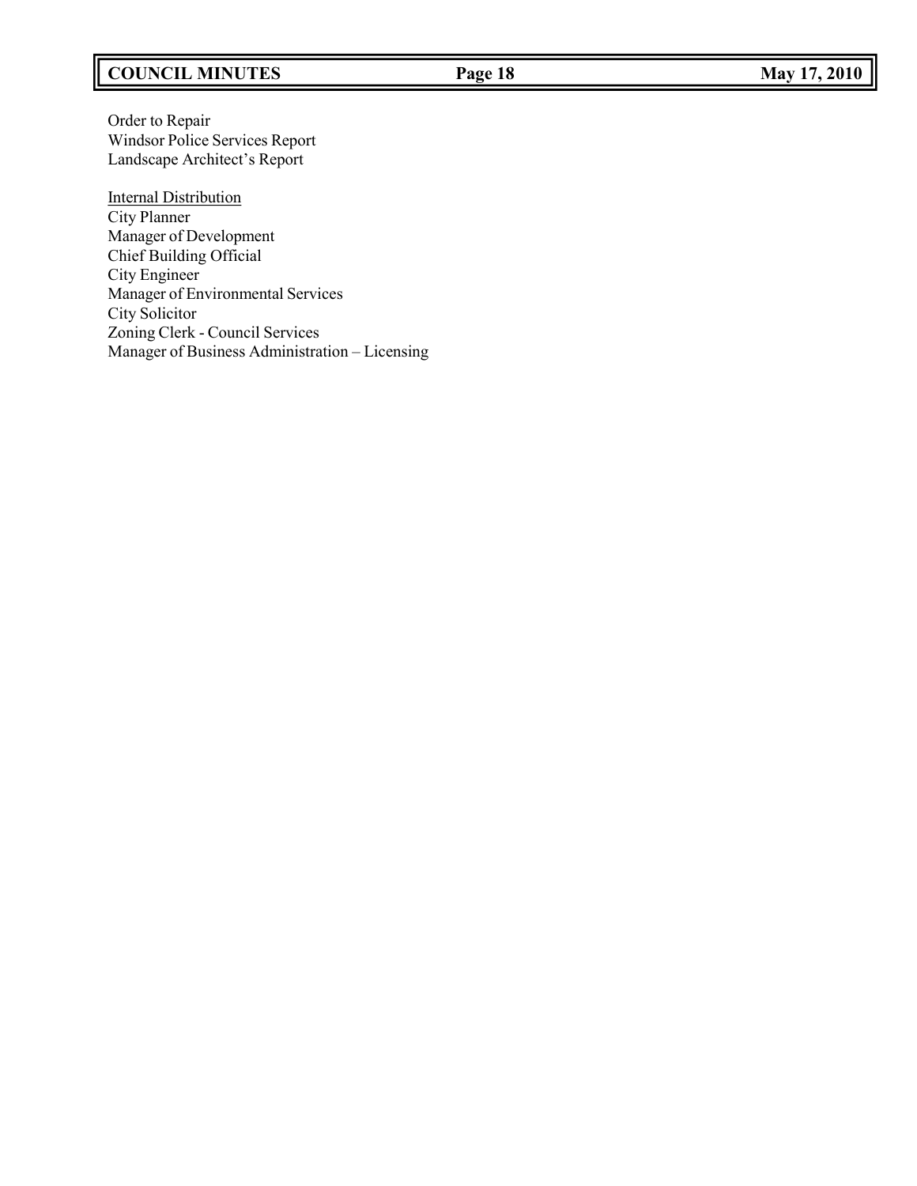Order to Repair  
Windsor Police Services Report  
Landscape Architect's Report

Internal Distribution  
City Planner  
Manager of Development  
Chief Building Official  
City Engineer  
Manager of Environmental Services  
City Solicitor  
Zoning Clerk - Council Services  
Manager of Business Administration – Licensing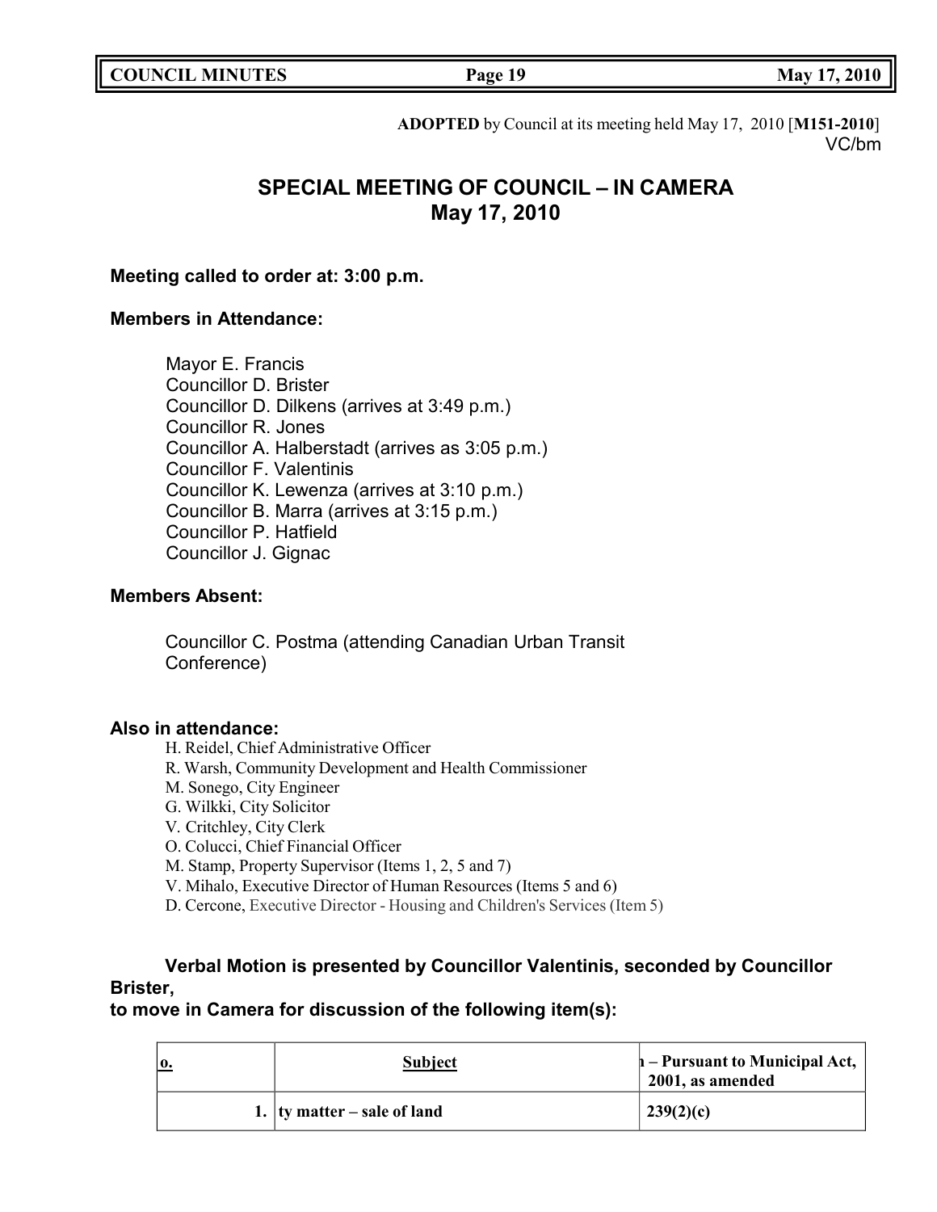**ADOPTED** by Council at its meeting held May 17, 2010 [**M151-2010**]
VC/bm

# SPECIAL MEETING OF COUNCIL – IN CAMERA
# May 17, 2010

**Meeting called to order at: 3:00 p.m.**

**Members in Attendance:**

Mayor E. Francis
Councillor D. Brister
Councillor D. Dilkens (arrives at 3:49 p.m.)
Councillor R. Jones
Councillor A. Halberstadt (arrives as 3:05 p.m.)
Councillor F. Valentinis
Councillor K. Lewenza (arrives at 3:10 p.m.)
Councillor B. Marra (arrives at 3:15 p.m.)
Councillor P. Hatfield
Councillor J. Gignac

**Members Absent:**

Councillor C. Postma (attending Canadian Urban Transit Conference)

**Also in attendance:**

H. Reidel, Chief Administrative Officer
R. Warsh, Community Development and Health Commissioner
M. Sonego, City Engineer
G. Wilkki, City Solicitor
V. Critchley, City Clerk
O. Colucci, Chief Financial Officer
M. Stamp, Property Supervisor (Items 1, 2, 5 and 7)
V. Mihalo, Executive Director of Human Resources (Items 5 and 6)
D. Cercone, Executive Director - Housing and Children's Services (Item 5)

**Verbal Motion is presented by Councillor Valentinis, seconded by Councillor Brister,
to move in Camera for discussion of the following item(s):**

| o. | Subject | 1 – Pursuant to Municipal Act, 2001, as amended |
|---|---|---|
| 1. | ty matter – sale of land | 239(2)(c) |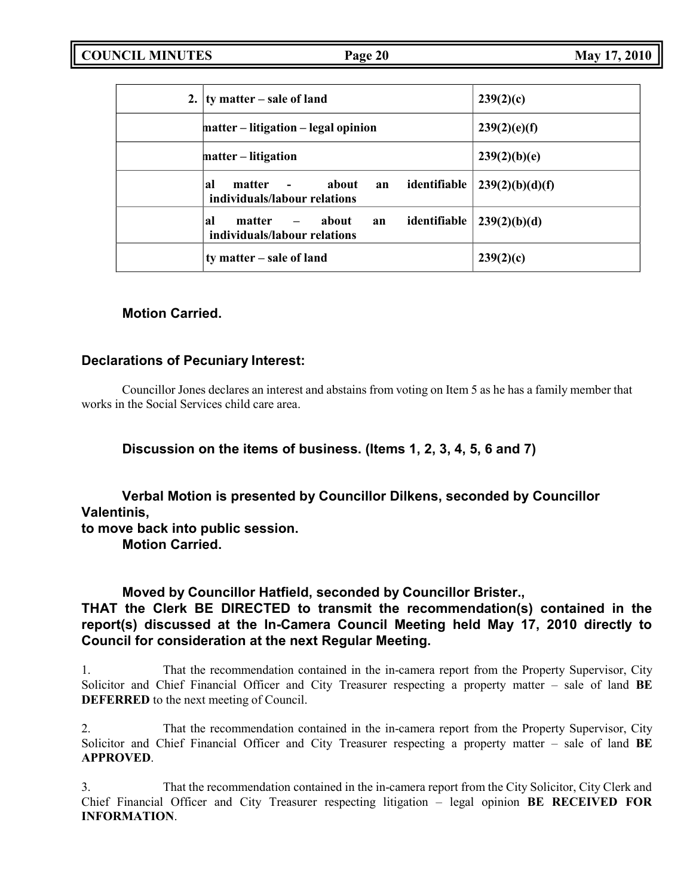| 2. | ty matter – sale of land | 239(2)(c) |
|---|---|---|
| | matter – litigation – legal opinion | 239(2)(e)(f) |
| | matter – litigation | 239(2)(b)(e) |
| | al matter - about an identifiable individuals/labour relations | 239(2)(b)(d)(f) |
| | al matter – about an identifiable individuals/labour relations | 239(2)(b)(d) |
| | ty matter – sale of land | 239(2)(c) |

**Motion Carried.**

**Declarations of Pecuniary Interest:**

Councillor Jones declares an interest and abstains from voting on Item 5 as he has a family member that works in the Social Services child care area.

**Discussion on the items of business. (Items 1, 2, 3, 4, 5, 6 and 7)**

**Verbal Motion is presented by Councillor Dilkens, seconded by Councillor Valentinis,**
**to move back into public session.**
**Motion Carried.**

**Moved by Councillor Hatfield, seconded by Councillor Brister.,**
**THAT the Clerk BE DIRECTED to transmit the recommendation(s) contained in the report(s) discussed at the In-Camera Council Meeting held May 17, 2010 directly to Council for consideration at the next Regular Meeting.**

1. That the recommendation contained in the in-camera report from the Property Supervisor, City Solicitor and Chief Financial Officer and City Treasurer respecting a property matter – sale of land **BE DEFERRED** to the next meeting of Council.

2. That the recommendation contained in the in-camera report from the Property Supervisor, City Solicitor and Chief Financial Officer and City Treasurer respecting a property matter – sale of land **BE APPROVED**.

3. That the recommendation contained in the in-camera report from the City Solicitor, City Clerk and Chief Financial Officer and City Treasurer respecting litigation – legal opinion **BE RECEIVED FOR INFORMATION**.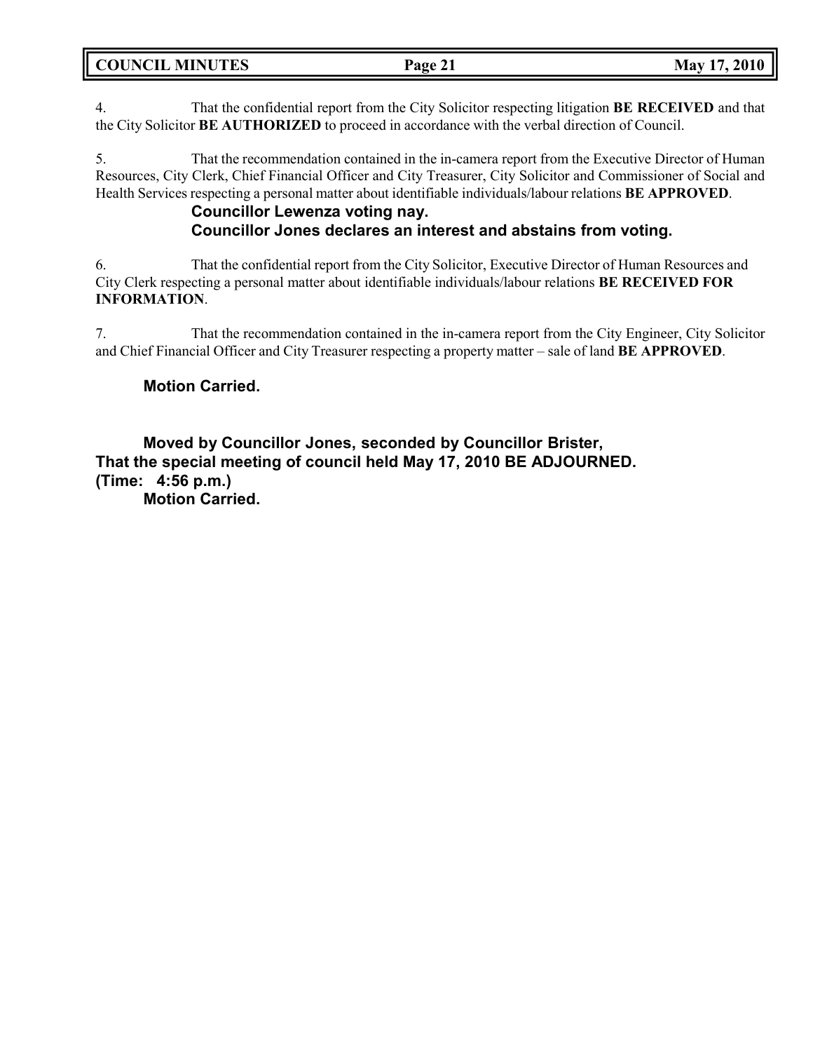4. That the confidential report from the City Solicitor respecting litigation **BE RECEIVED** and that the City Solicitor **BE AUTHORIZED** to proceed in accordance with the verbal direction of Council.

5. That the recommendation contained in the in-camera report from the Executive Director of Human Resources, City Clerk, Chief Financial Officer and City Treasurer, City Solicitor and Commissioner of Social and Health Services respecting a personal matter about identifiable individuals/labour relations **BE APPROVED**.

**Councillor Lewenza voting nay.**
**Councillor Jones declares an interest and abstains from voting.**

6. That the confidential report from the City Solicitor, Executive Director of Human Resources and City Clerk respecting a personal matter about identifiable individuals/labour relations **BE RECEIVED FOR INFORMATION**.

7. That the recommendation contained in the in-camera report from the City Engineer, City Solicitor and Chief Financial Officer and City Treasurer respecting a property matter – sale of land **BE APPROVED**.

**Motion Carried.**

**Moved by Councillor Jones, seconded by Councillor Brister,**
**That the special meeting of council held May 17, 2010 BE ADJOURNED.**
**(Time: 4:56 p.m.)**
**Motion Carried.**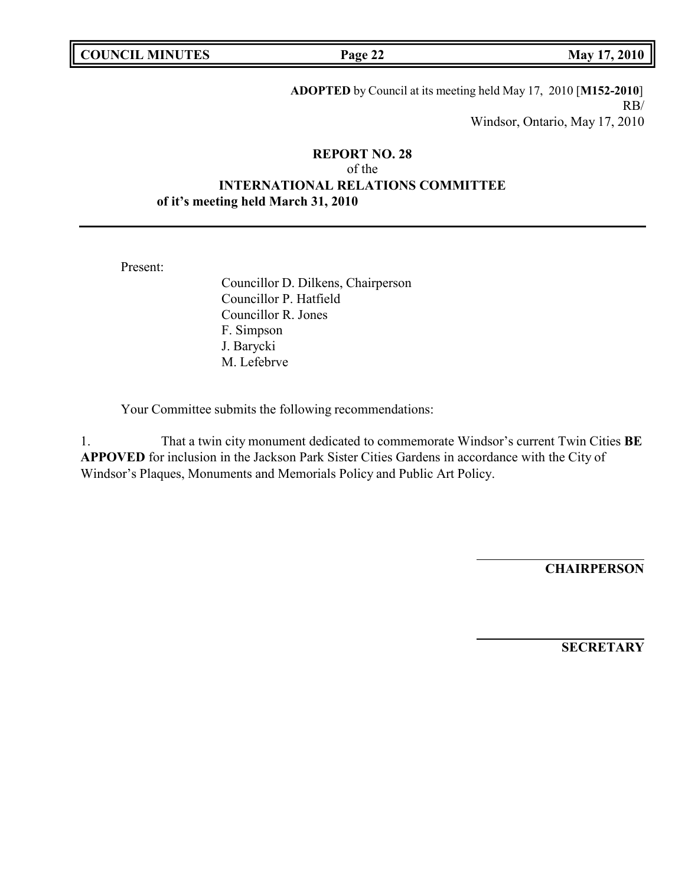**ADOPTED** by Council at its meeting held May 17, 2010 [**M152-2010**]
RB/
Windsor, Ontario, May 17, 2010

**REPORT NO. 28**
of the
**INTERNATIONAL RELATIONS COMMITTEE**
**of it's meeting held March 31, 2010**

---

Present:

Councillor D. Dilkens, Chairperson
Councillor P. Hatfield
Councillor R. Jones
F. Simpson
J. Barycki
M. Lefebrve

Your Committee submits the following recommendations:

1. That a twin city monument dedicated to commemorate Windsor's current Twin Cities **BE APPOVED** for inclusion in the Jackson Park Sister Cities Gardens in accordance with the City of Windsor's Plaques, Monuments and Memorials Policy and Public Art Policy.

**CHAIRPERSON**

**SECRETARY**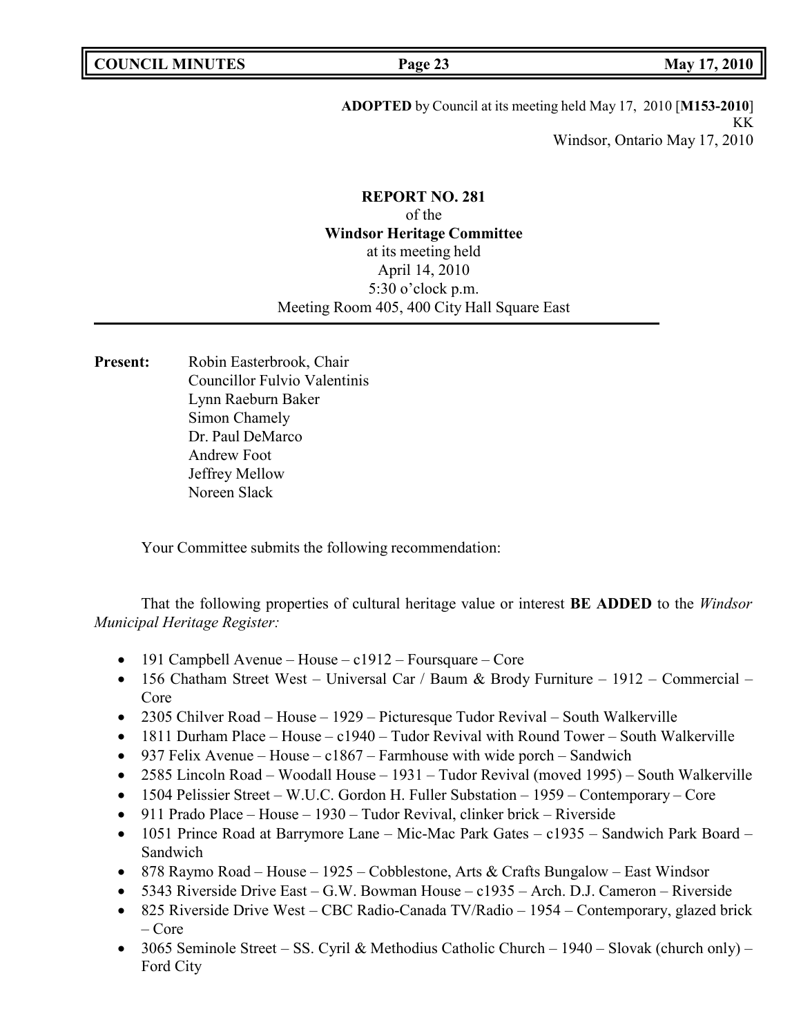**ADOPTED** by Council at its meeting held May 17, 2010 [**M153-2010**]
KK
Windsor, Ontario May 17, 2010

**REPORT NO. 281**
of the
**Windsor Heritage Committee**
at its meeting held
April 14, 2010
5:30 o'clock p.m.
Meeting Room 405, 400 City Hall Square East

---

**Present:** Robin Easterbrook, Chair
Councillor Fulvio Valentinis
Lynn Raeburn Baker
Simon Chamely
Dr. Paul DeMarco
Andrew Foot
Jeffrey Mellow
Noreen Slack

Your Committee submits the following recommendation:

That the following properties of cultural heritage value or interest **BE ADDED** to the *Windsor Municipal Heritage Register:*

- 191 Campbell Avenue – House – c1912 – Foursquare – Core
- 156 Chatham Street West – Universal Car / Baum & Brody Furniture – 1912 – Commercial – Core
- 2305 Chilver Road – House – 1929 – Picturesque Tudor Revival – South Walkerville
- 1811 Durham Place – House – c1940 – Tudor Revival with Round Tower – South Walkerville
- 937 Felix Avenue – House – c1867 – Farmhouse with wide porch – Sandwich
- 2585 Lincoln Road – Woodall House – 1931 – Tudor Revival (moved 1995) – South Walkerville
- 1504 Pelissier Street – W.U.C. Gordon H. Fuller Substation – 1959 – Contemporary – Core
- 911 Prado Place – House – 1930 – Tudor Revival, clinker brick – Riverside
- 1051 Prince Road at Barrymore Lane – Mic-Mac Park Gates – c1935 – Sandwich Park Board – Sandwich
- 878 Raymo Road – House – 1925 – Cobblestone, Arts & Crafts Bungalow – East Windsor
- 5343 Riverside Drive East – G.W. Bowman House – c1935 – Arch. D.J. Cameron – Riverside
- 825 Riverside Drive West – CBC Radio-Canada TV/Radio – 1954 – Contemporary, glazed brick – Core
- 3065 Seminole Street – SS. Cyril & Methodius Catholic Church – 1940 – Slovak (church only) – Ford City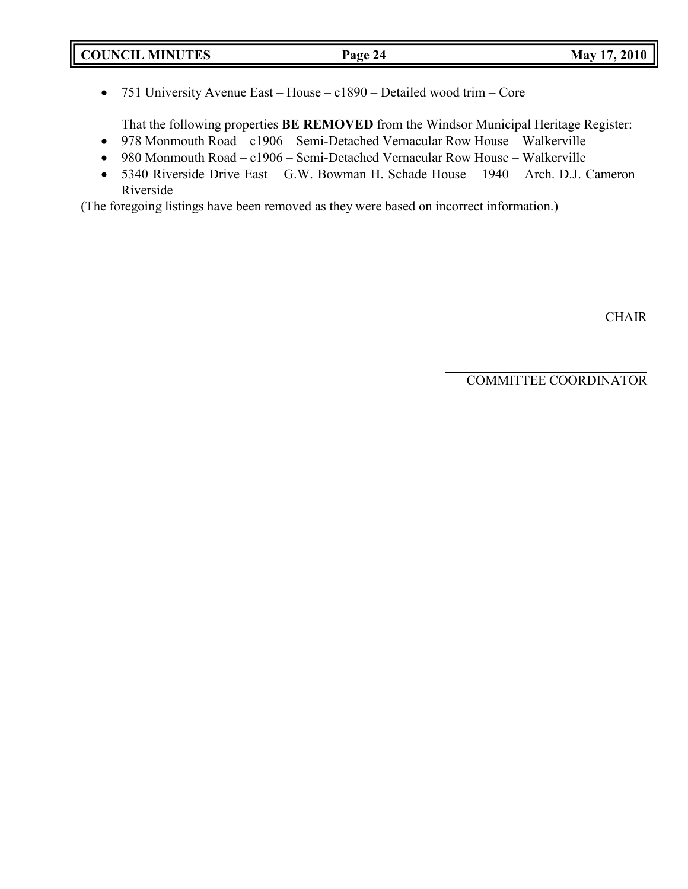- 751 University Avenue East – House – c1890 – Detailed wood trim – Core

That the following properties **BE REMOVED** from the Windsor Municipal Heritage Register:

- 978 Monmouth Road – c1906 – Semi-Detached Vernacular Row House – Walkerville
- 980 Monmouth Road – c1906 – Semi-Detached Vernacular Row House – Walkerville
- 5340 Riverside Drive East – G.W. Bowman H. Schade House – 1940 – Arch. D.J. Cameron – Riverside

(The foregoing listings have been removed as they were based on incorrect information.)

CHAIR

COMMITTEE COORDINATOR